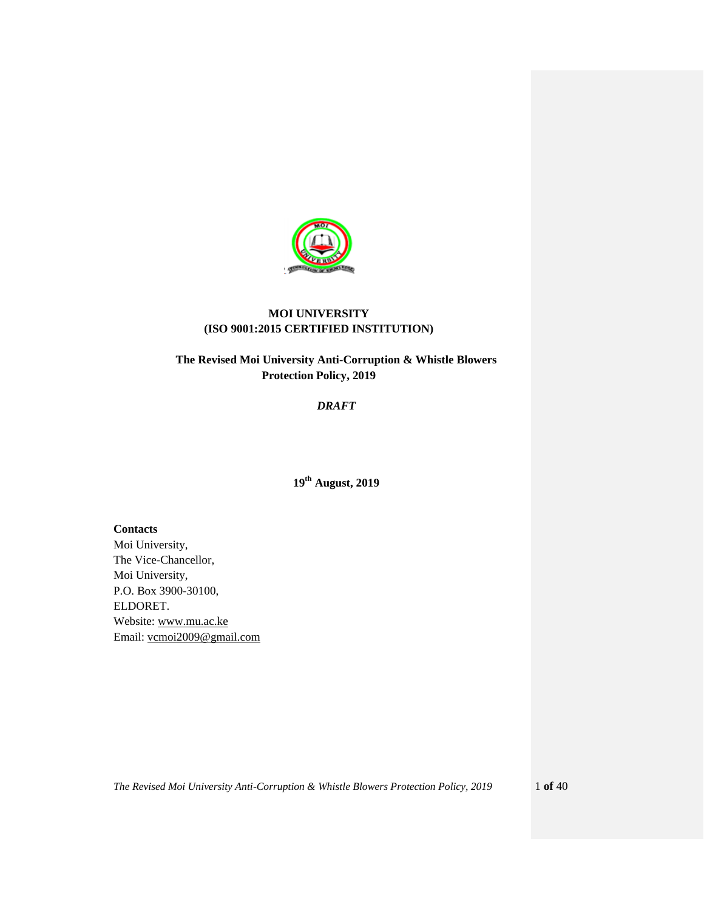**MOI UNIVERSITY**
**(ISO 9001:2015 CERTIFIED INSTITUTION)**

# The Revised Moi University Anti-Corruption & Whistle Blowers Protection Policy, 2019

***DRAFT***

**19th August, 2019**

**Contacts**
Moi University,
The Vice-Chancellor,
Moi University,
P.O. Box 3900-30100,
ELDORET.
Website: www.mu.ac.ke
Email: vcmoi2009@gmail.com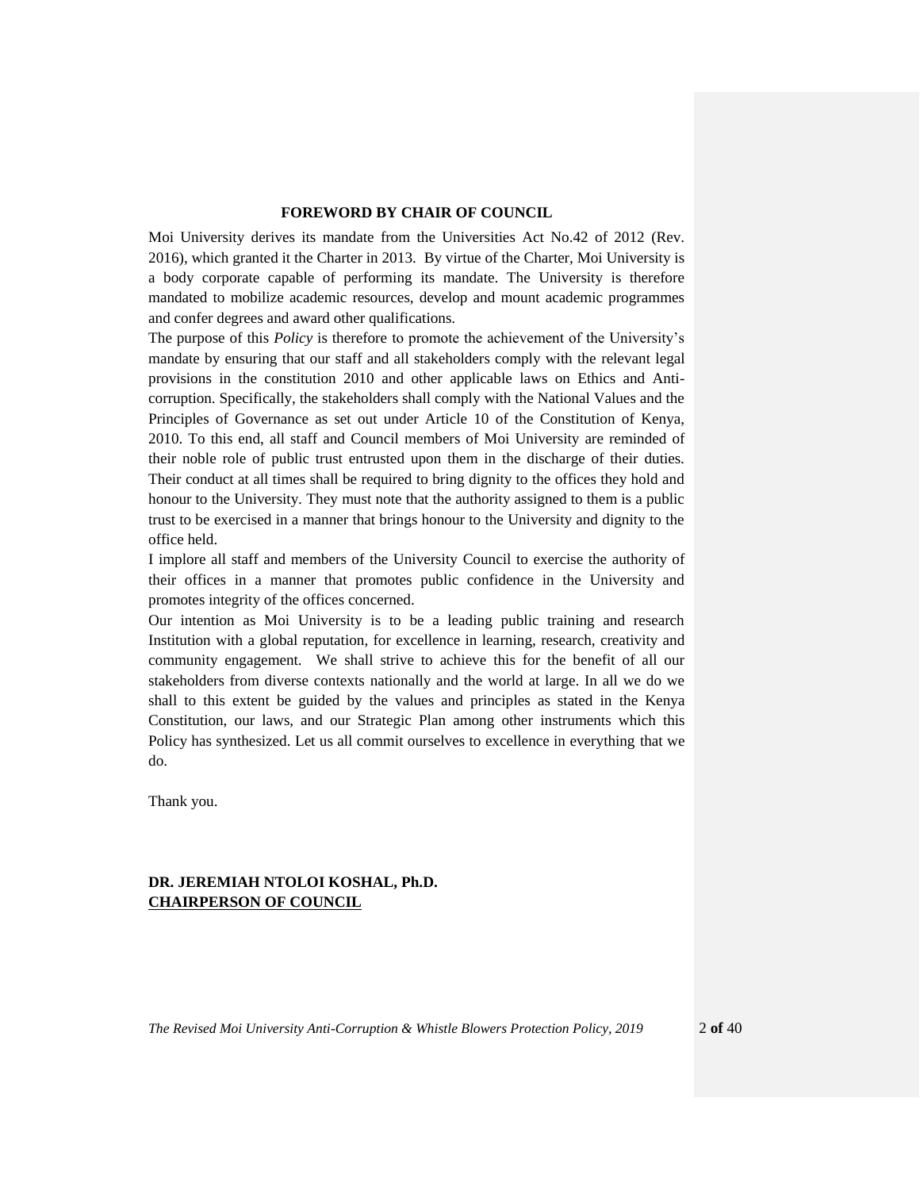## FOREWORD BY CHAIR OF COUNCIL

Moi University derives its mandate from the Universities Act No.42 of 2012 (Rev. 2016), which granted it the Charter in 2013. By virtue of the Charter, Moi University is a body corporate capable of performing its mandate. The University is therefore mandated to mobilize academic resources, develop and mount academic programmes and confer degrees and award other qualifications.

The purpose of this *Policy* is therefore to promote the achievement of the University's mandate by ensuring that our staff and all stakeholders comply with the relevant legal provisions in the constitution 2010 and other applicable laws on Ethics and Anti-corruption. Specifically, the stakeholders shall comply with the National Values and the Principles of Governance as set out under Article 10 of the Constitution of Kenya, 2010. To this end, all staff and Council members of Moi University are reminded of their noble role of public trust entrusted upon them in the discharge of their duties. Their conduct at all times shall be required to bring dignity to the offices they hold and honour to the University. They must note that the authority assigned to them is a public trust to be exercised in a manner that brings honour to the University and dignity to the office held.

I implore all staff and members of the University Council to exercise the authority of their offices in a manner that promotes public confidence in the University and promotes integrity of the offices concerned.

Our intention as Moi University is to be a leading public training and research Institution with a global reputation, for excellence in learning, research, creativity and community engagement. We shall strive to achieve this for the benefit of all our stakeholders from diverse contexts nationally and the world at large. In all we do we shall to this extent be guided by the values and principles as stated in the Kenya Constitution, our laws, and our Strategic Plan among other instruments which this Policy has synthesized. Let us all commit ourselves to excellence in everything that we do.

Thank you.

**DR. JEREMIAH NTOLOI KOSHAL, Ph.D.**
**CHAIRPERSON OF COUNCIL**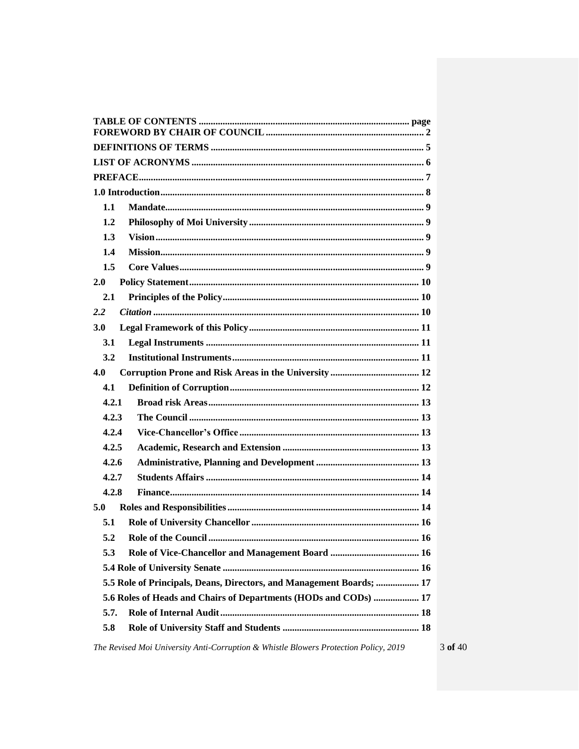**TABLE OF CONTENTS ....................................................................................... page**

**FOREWORD BY CHAIR OF COUNCIL ................................................................. 2**

**DEFINITIONS OF TERMS ........................................................................................ 5**

**LIST OF ACRONYMS ................................................................................................ 6**

**PREFACE...................................................................................................................... 7**

**1.0 Introduction............................................................................................................ 8**

- **1.1 Mandate.......................................................................................................... 9**
- **1.2 Philosophy of Moi University ........................................................................ 9**
- **1.3 Vision.............................................................................................................. 9**
- **1.4 Mission............................................................................................................ 9**
- **1.5 Core Values.................................................................................................... 9**

**2.0 Policy Statement.............................................................................................. 10**

- **2.1 Principles of the Policy................................................................................. 10**
- ***2.2 Citation ............................................................................................................. 10***

**3.0 Legal Framework of this Policy...................................................................... 11**

- **3.1 Legal Instruments ....................................................................................... 11**
- **3.2 Institutional Instruments............................................................................ 11**

**4.0 Corruption Prone and Risk Areas in the University ..................................... 12**

- **4.1 Definition of Corruption.............................................................................. 12**
- **4.2.1 Broad risk Areas....................................................................................... 13**
- **4.2.3 The Council .............................................................................................. 13**
- **4.2.4 Vice-Chancellor's Office .......................................................................... 13**
- **4.2.5 Academic, Research and Extension ........................................................ 13**
- **4.2.6 Administrative, Planning and Development ........................................... 13**
- **4.2.7 Students Affairs ........................................................................................ 14**
- **4.2.8 Finance....................................................................................................... 14**

**5.0 Roles and Responsibilities............................................................................... 14**

- **5.1 Role of University Chancellor ..................................................................... 16**
- **5.2 Role of the Council ....................................................................................... 16**
- **5.3 Role of Vice-Chancellor and Management Board ..................................... 16**
- **5.4 Role of University Senate ................................................................................. 16**
- **5.5 Role of Principals, Deans, Directors, and Management Boards; .................. 17**
- **5.6 Roles of Heads and Chairs of Departments (HODs and CODs) ................... 17**
- **5.7. Role of Internal Audit.................................................................................. 18**
- **5.8 Role of University Staff and Students ........................................................ 18**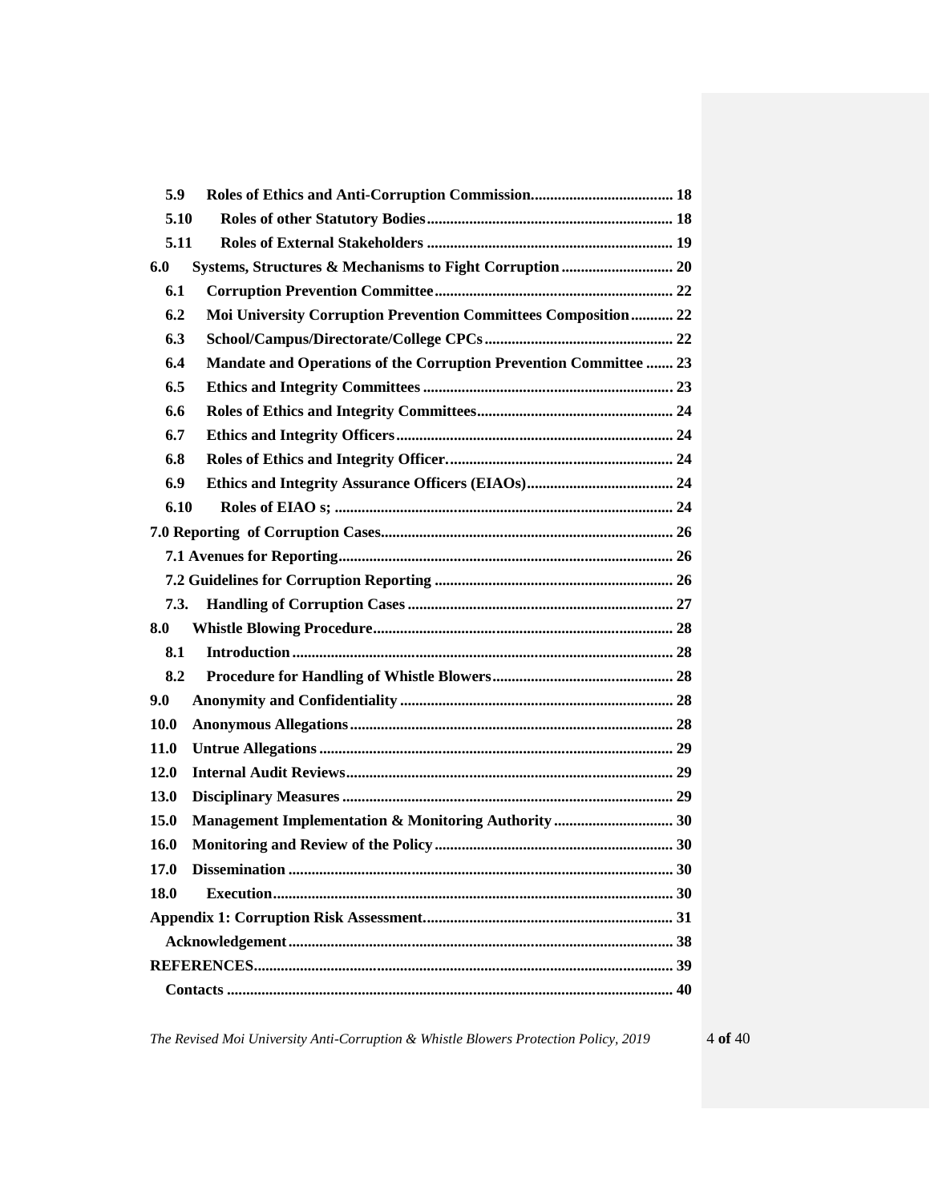| | | |
|---|---|---|
| 5.9 | **Roles of Ethics and Anti-Corruption Commission** | 18 |
| 5.10 | **Roles of other Statutory Bodies** | 18 |
| 5.11 | **Roles of External Stakeholders** | 19 |
| **6.0** | **Systems, Structures & Mechanisms to Fight Corruption** | 20 |
| 6.1 | **Corruption Prevention Committee** | 22 |
| 6.2 | **Moi University Corruption Prevention Committees Composition** | 22 |
| 6.3 | **School/Campus/Directorate/College CPCs** | 22 |
| 6.4 | **Mandate and Operations of the Corruption Prevention Committee** | 23 |
| 6.5 | **Ethics and Integrity Committees** | 23 |
| 6.6 | **Roles of Ethics and Integrity Committees** | 24 |
| 6.7 | **Ethics and Integrity Officers** | 24 |
| 6.8 | **Roles of Ethics and Integrity Officer.** | 24 |
| 6.9 | **Ethics and Integrity Assurance Officers (EIAOs)** | 24 |
| 6.10 | **Roles of EIAO s;** | 24 |
| **7.0** | **Reporting of Corruption Cases** | 26 |
| 7.1 | **Avenues for Reporting** | 26 |
| 7.2 | **Guidelines for Corruption Reporting** | 26 |
| 7.3. | **Handling of Corruption Cases** | 27 |
| **8.0** | **Whistle Blowing Procedure** | 28 |
| 8.1 | **Introduction** | 28 |
| 8.2 | **Procedure for Handling of Whistle Blowers** | 28 |
| **9.0** | **Anonymity and Confidentiality** | 28 |
| **10.0** | **Anonymous Allegations** | 28 |
| **11.0** | **Untrue Allegations** | 29 |
| **12.0** | **Internal Audit Reviews** | 29 |
| **13.0** | **Disciplinary Measures** | 29 |
| **15.0** | **Management Implementation & Monitoring Authority** | 30 |
| **16.0** | **Monitoring and Review of the Policy** | 30 |
| **17.0** | **Dissemination** | 30 |
| **18.0** | **Execution** | 30 |
| | **Appendix 1: Corruption Risk Assessment** | 31 |
| | **Acknowledgement** | 38 |
| | **REFERENCES** | 39 |
| | **Contacts** | 40 |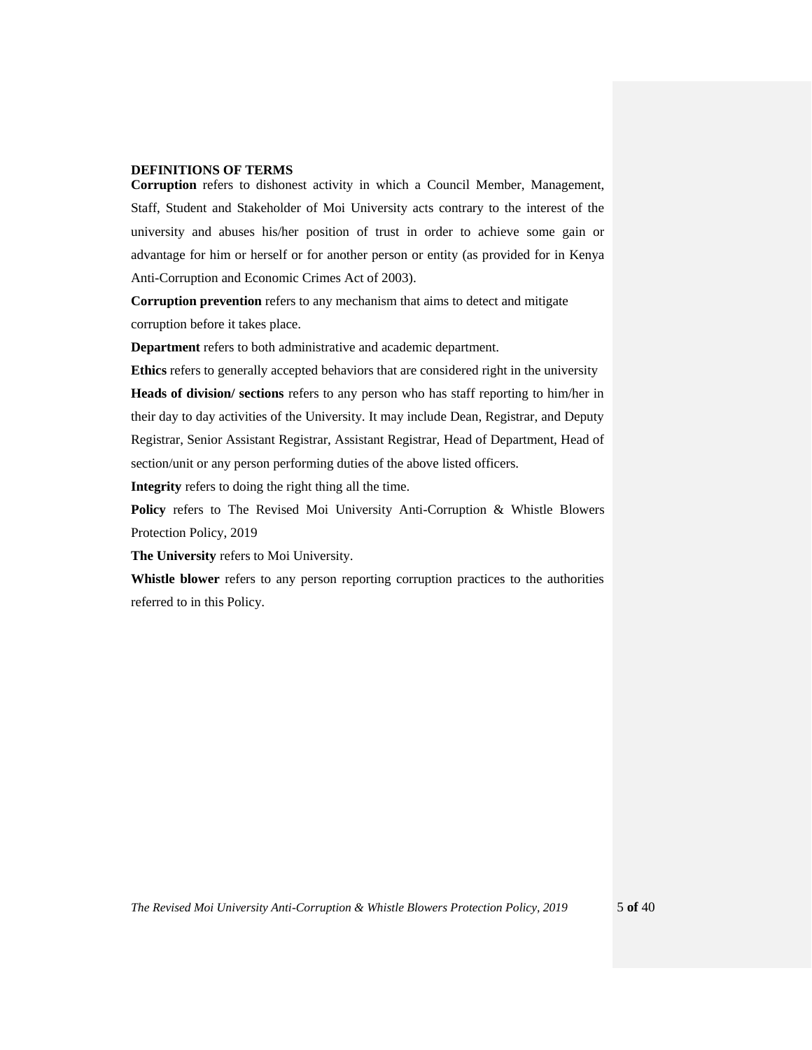## DEFINITIONS OF TERMS

**Corruption** refers to dishonest activity in which a Council Member, Management, Staff, Student and Stakeholder of Moi University acts contrary to the interest of the university and abuses his/her position of trust in order to achieve some gain or advantage for him or herself or for another person or entity (as provided for in Kenya Anti-Corruption and Economic Crimes Act of 2003).

**Corruption prevention** refers to any mechanism that aims to detect and mitigate corruption before it takes place.

**Department** refers to both administrative and academic department.

**Ethics** refers to generally accepted behaviors that are considered right in the university

**Heads of division/ sections** refers to any person who has staff reporting to him/her in their day to day activities of the University. It may include Dean, Registrar, and Deputy Registrar, Senior Assistant Registrar, Assistant Registrar, Head of Department, Head of section/unit or any person performing duties of the above listed officers.

**Integrity** refers to doing the right thing all the time.

**Policy** refers to The Revised Moi University Anti-Corruption & Whistle Blowers Protection Policy, 2019

**The University** refers to Moi University.

**Whistle blower** refers to any person reporting corruption practices to the authorities referred to in this Policy.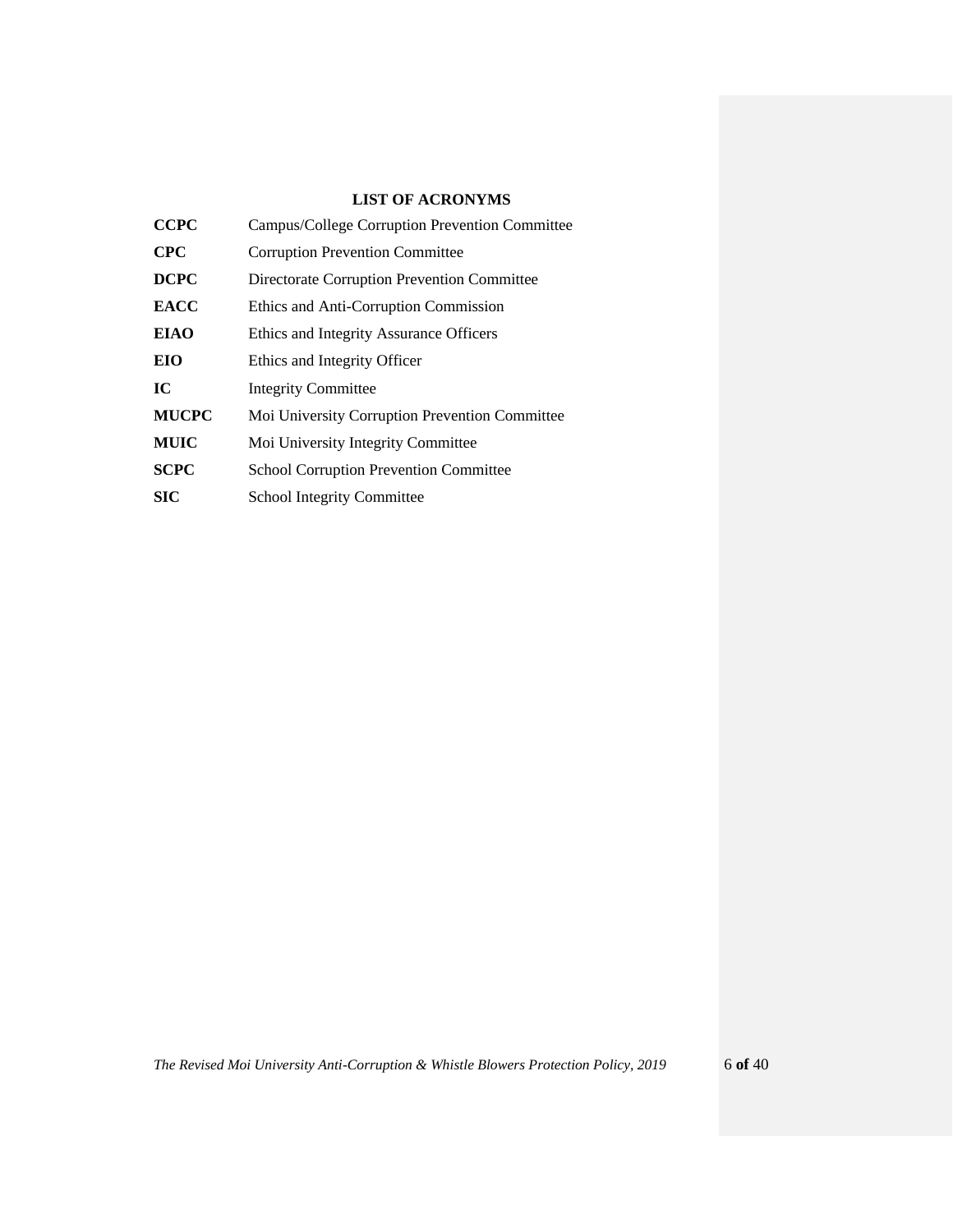## LIST OF ACRONYMS

| | |
|---|---|
| **CCPC** | Campus/College Corruption Prevention Committee |
| **CPC** | Corruption Prevention Committee |
| **DCPC** | Directorate Corruption Prevention Committee |
| **EACC** | Ethics and Anti-Corruption Commission |
| **EIAO** | Ethics and Integrity Assurance Officers |
| **EIO** | Ethics and Integrity Officer |
| **IC** | Integrity Committee |
| **MUCPC** | Moi University Corruption Prevention Committee |
| **MUIC** | Moi University Integrity Committee |
| **SCPC** | School Corruption Prevention Committee |
| **SIC** | School Integrity Committee |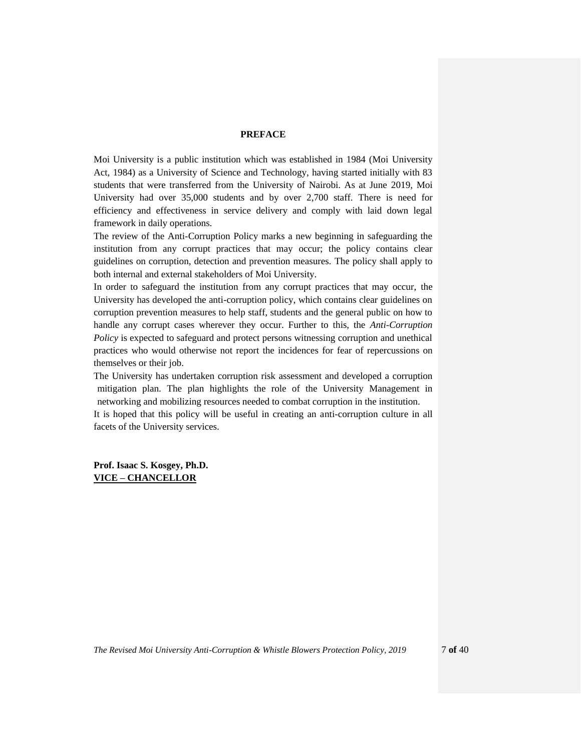## PREFACE

Moi University is a public institution which was established in 1984 (Moi University Act, 1984) as a University of Science and Technology, having started initially with 83 students that were transferred from the University of Nairobi. As at June 2019, Moi University had over 35,000 students and by over 2,700 staff. There is need for efficiency and effectiveness in service delivery and comply with laid down legal framework in daily operations.

The review of the Anti-Corruption Policy marks a new beginning in safeguarding the institution from any corrupt practices that may occur; the policy contains clear guidelines on corruption, detection and prevention measures. The policy shall apply to both internal and external stakeholders of Moi University.

In order to safeguard the institution from any corrupt practices that may occur, the University has developed the anti-corruption policy, which contains clear guidelines on corruption prevention measures to help staff, students and the general public on how to handle any corrupt cases wherever they occur. Further to this, the *Anti-Corruption Policy* is expected to safeguard and protect persons witnessing corruption and unethical practices who would otherwise not report the incidences for fear of repercussions on themselves or their job.

The University has undertaken corruption risk assessment and developed a corruption mitigation plan. The plan highlights the role of the University Management in networking and mobilizing resources needed to combat corruption in the institution.

It is hoped that this policy will be useful in creating an anti-corruption culture in all facets of the University services.

**Prof. Isaac S. Kosgey, Ph.D.**
**VICE – CHANCELLOR**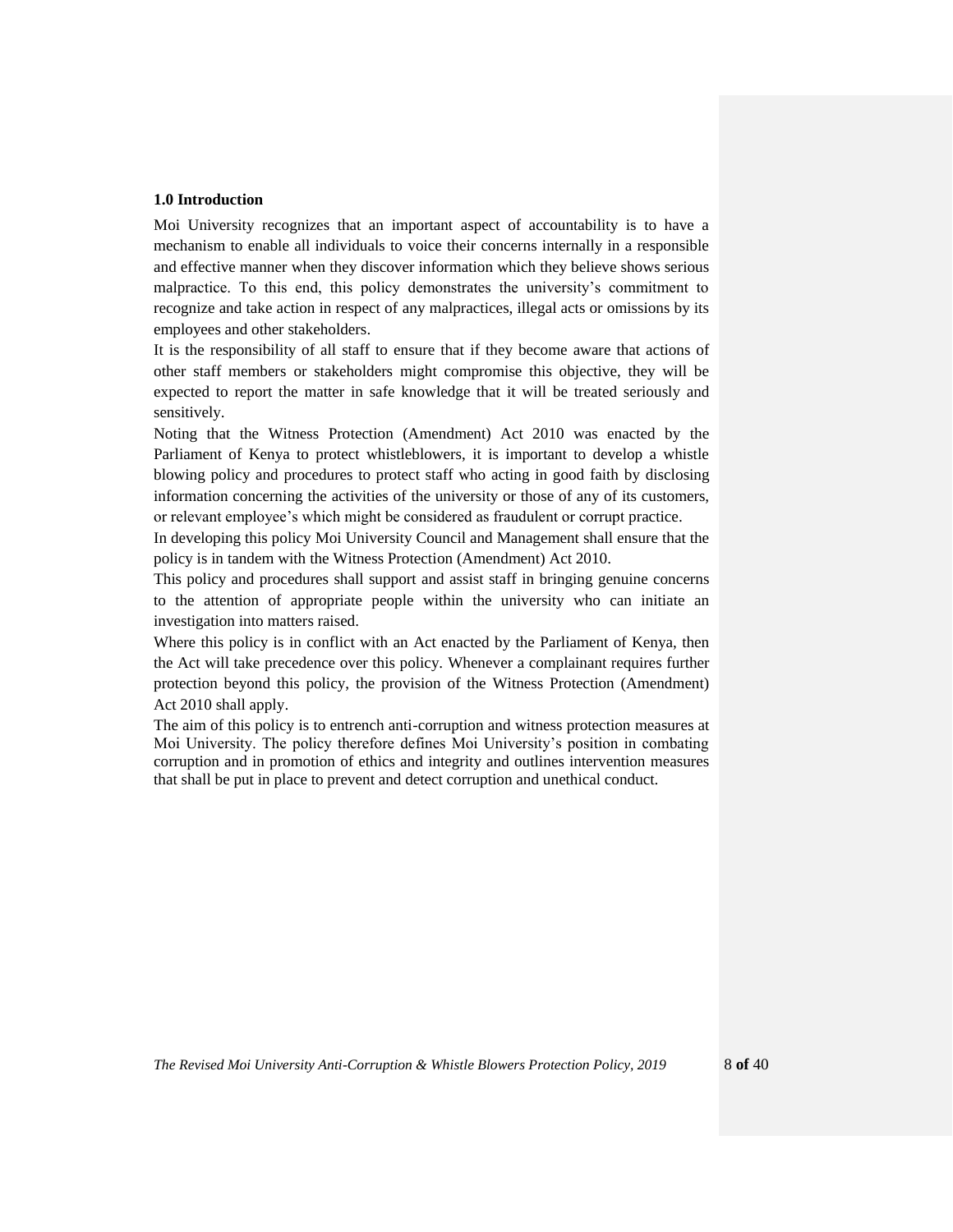## 1.0 Introduction

Moi University recognizes that an important aspect of accountability is to have a mechanism to enable all individuals to voice their concerns internally in a responsible and effective manner when they discover information which they believe shows serious malpractice. To this end, this policy demonstrates the university's commitment to recognize and take action in respect of any malpractices, illegal acts or omissions by its employees and other stakeholders.

It is the responsibility of all staff to ensure that if they become aware that actions of other staff members or stakeholders might compromise this objective, they will be expected to report the matter in safe knowledge that it will be treated seriously and sensitively.

Noting that the Witness Protection (Amendment) Act 2010 was enacted by the Parliament of Kenya to protect whistleblowers, it is important to develop a whistle blowing policy and procedures to protect staff who acting in good faith by disclosing information concerning the activities of the university or those of any of its customers, or relevant employee's which might be considered as fraudulent or corrupt practice.

In developing this policy Moi University Council and Management shall ensure that the policy is in tandem with the Witness Protection (Amendment) Act 2010.

This policy and procedures shall support and assist staff in bringing genuine concerns to the attention of appropriate people within the university who can initiate an investigation into matters raised.

Where this policy is in conflict with an Act enacted by the Parliament of Kenya, then the Act will take precedence over this policy. Whenever a complainant requires further protection beyond this policy, the provision of the Witness Protection (Amendment) Act 2010 shall apply.

The aim of this policy is to entrench anti-corruption and witness protection measures at Moi University. The policy therefore defines Moi University's position in combating corruption and in promotion of ethics and integrity and outlines intervention measures that shall be put in place to prevent and detect corruption and unethical conduct.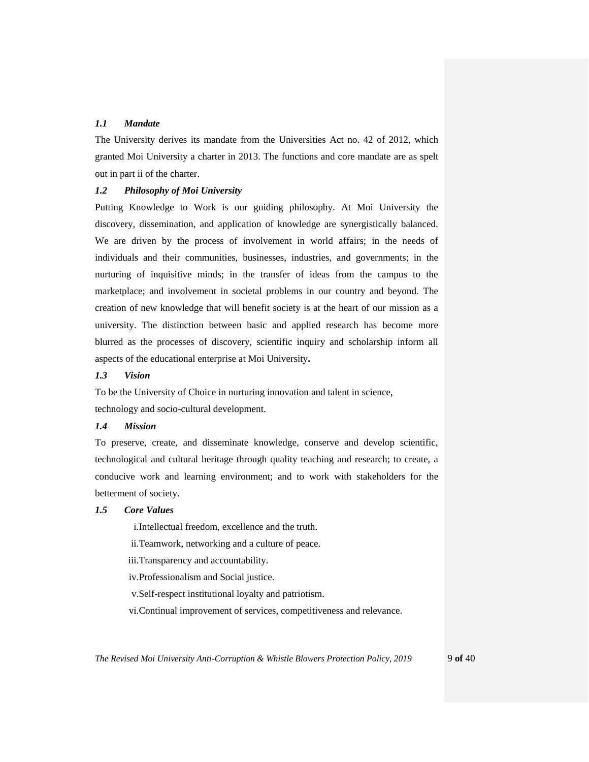### *1.1 Mandate*

The University derives its mandate from the Universities Act no. 42 of 2012, which granted Moi University a charter in 2013. The functions and core mandate are as spelt out in part ii of the charter.

### *1.2 Philosophy of Moi University*

Putting Knowledge to Work is our guiding philosophy. At Moi University the discovery, dissemination, and application of knowledge are synergistically balanced. We are driven by the process of involvement in world affairs; in the needs of individuals and their communities, businesses, industries, and governments; in the nurturing of inquisitive minds; in the transfer of ideas from the campus to the marketplace; and involvement in societal problems in our country and beyond. The creation of new knowledge that will benefit society is at the heart of our mission as a university. The distinction between basic and applied research has become more blurred as the processes of discovery, scientific inquiry and scholarship inform all aspects of the educational enterprise at Moi University**.**

### *1.3 Vision*

To be the University of Choice in nurturing innovation and talent in science, technology and socio-cultural development.

### *1.4 Mission*

To preserve, create, and disseminate knowledge, conserve and develop scientific, technological and cultural heritage through quality teaching and research; to create, a conducive work and learning environment; and to work with stakeholders for the betterment of society.

### *1.5 Core Values*

- i. Intellectual freedom, excellence and the truth.
- ii. Teamwork, networking and a culture of peace.
- iii. Transparency and accountability.
- iv. Professionalism and Social justice.
- v. Self-respect institutional loyalty and patriotism.
- vi. Continual improvement of services, competitiveness and relevance.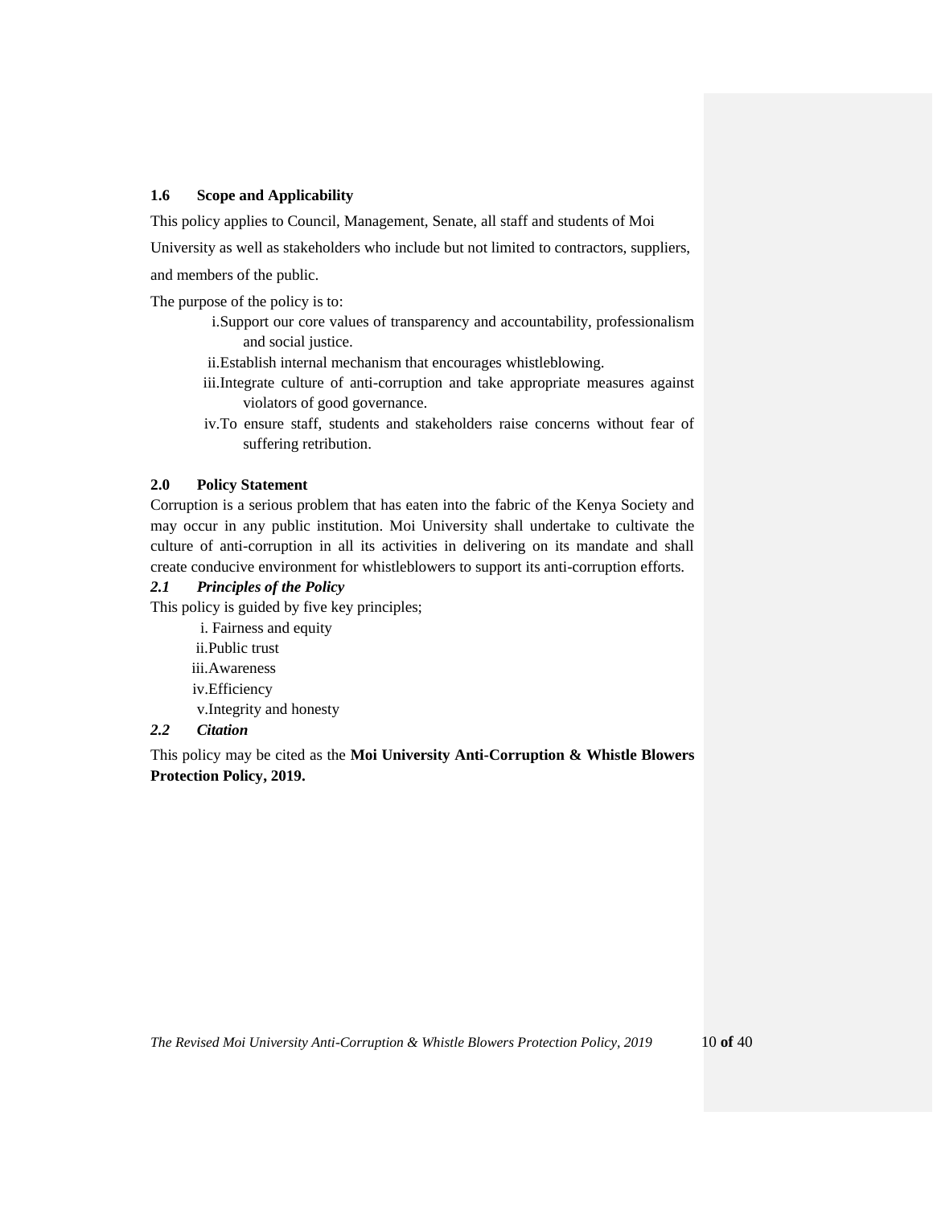### 1.6 Scope and Applicability

This policy applies to Council, Management, Senate, all staff and students of Moi University as well as stakeholders who include but not limited to contractors, suppliers, and members of the public.

The purpose of the policy is to:

i. Support our core values of transparency and accountability, professionalism and social justice.
ii. Establish internal mechanism that encourages whistleblowing.
iii. Integrate culture of anti-corruption and take appropriate measures against violators of good governance.
iv. To ensure staff, students and stakeholders raise concerns without fear of suffering retribution.

## 2.0 Policy Statement

Corruption is a serious problem that has eaten into the fabric of the Kenya Society and may occur in any public institution. Moi University shall undertake to cultivate the culture of anti-corruption in all its activities in delivering on its mandate and shall create conducive environment for whistleblowers to support its anti-corruption efforts.

### *2.1 Principles of the Policy*

This policy is guided by five key principles;

i. Fairness and equity
ii. Public trust
iii. Awareness
iv. Efficiency
v. Integrity and honesty

### *2.2 Citation*

This policy may be cited as the **Moi University Anti-Corruption & Whistle Blowers Protection Policy, 2019.**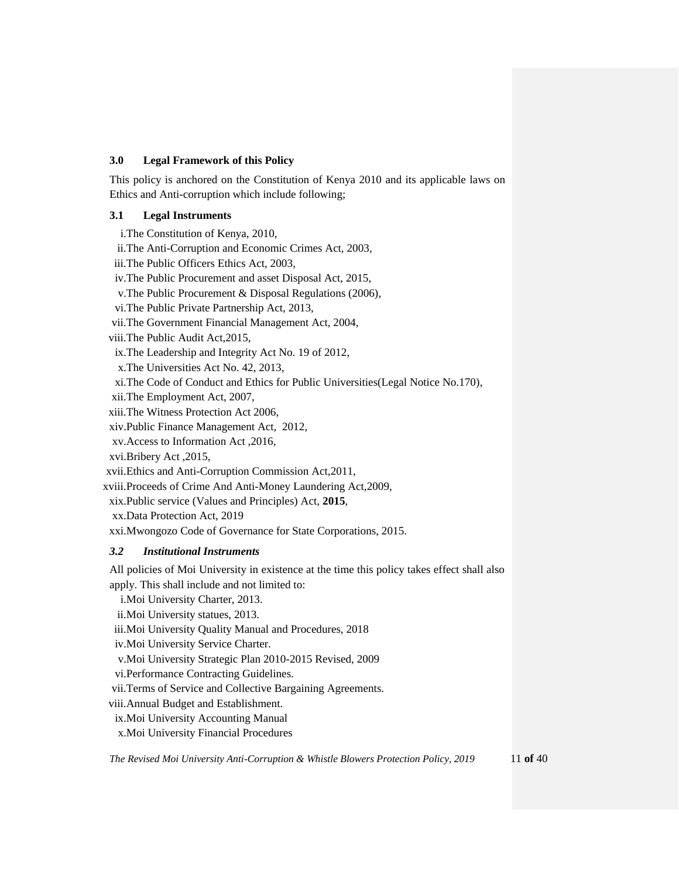## 3.0 Legal Framework of this Policy

This policy is anchored on the Constitution of Kenya 2010 and its applicable laws on Ethics and Anti-corruption which include following;

### 3.1 Legal Instruments

i. The Constitution of Kenya, 2010,
ii. The Anti-Corruption and Economic Crimes Act, 2003,
iii. The Public Officers Ethics Act, 2003,
iv. The Public Procurement and asset Disposal Act, 2015,
v. The Public Procurement & Disposal Regulations (2006),
vi. The Public Private Partnership Act, 2013,
vii. The Government Financial Management Act, 2004,
viii. The Public Audit Act,2015,
ix. The Leadership and Integrity Act No. 19 of 2012,
x. The Universities Act No. 42, 2013,
xi. The Code of Conduct and Ethics for Public Universities(Legal Notice No.170),
xii. The Employment Act, 2007,
xiii. The Witness Protection Act 2006,
xiv. Public Finance Management Act, 2012,
xv. Access to Information Act ,2016,
xvi. Bribery Act ,2015,
xvii. Ethics and Anti-Corruption Commission Act,2011,
xviii. Proceeds of Crime And Anti-Money Laundering Act,2009,
xix. Public service (Values and Principles) Act, **2015**,
xx. Data Protection Act, 2019
xxi. Mwongozo Code of Governance for State Corporations, 2015.

### *3.2 Institutional Instruments*

All policies of Moi University in existence at the time this policy takes effect shall also apply. This shall include and not limited to:

i. Moi University Charter, 2013.
ii. Moi University statues, 2013.
iii. Moi University Quality Manual and Procedures, 2018
iv. Moi University Service Charter.
v. Moi University Strategic Plan 2010-2015 Revised, 2009
vi. Performance Contracting Guidelines.
vii. Terms of Service and Collective Bargaining Agreements.
viii. Annual Budget and Establishment.
ix. Moi University Accounting Manual
x. Moi University Financial Procedures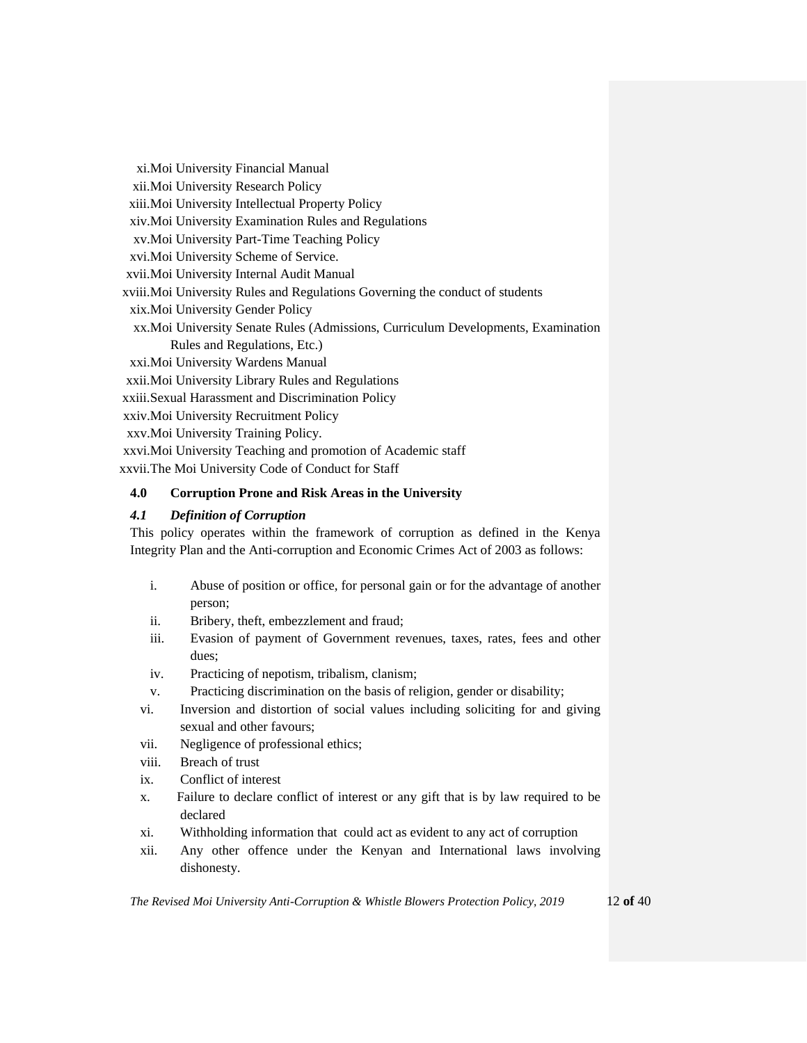xi. Moi University Financial Manual
xii. Moi University Research Policy
xiii. Moi University Intellectual Property Policy
xiv. Moi University Examination Rules and Regulations
xv. Moi University Part-Time Teaching Policy
xvi. Moi University Scheme of Service.
xvii. Moi University Internal Audit Manual
xviii. Moi University Rules and Regulations Governing the conduct of students
xix. Moi University Gender Policy
xx. Moi University Senate Rules (Admissions, Curriculum Developments, Examination Rules and Regulations, Etc.)
xxi. Moi University Wardens Manual
xxii. Moi University Library Rules and Regulations
xxiii. Sexual Harassment and Discrimination Policy
xxiv. Moi University Recruitment Policy
xxv. Moi University Training Policy.
xxvi. Moi University Teaching and promotion of Academic staff
xxvii. The Moi University Code of Conduct for Staff

## 4.0 Corruption Prone and Risk Areas in the University

### *4.1 Definition of Corruption*

This policy operates within the framework of corruption as defined in the Kenya Integrity Plan and the Anti-corruption and Economic Crimes Act of 2003 as follows:

i. Abuse of position or office, for personal gain or for the advantage of another person;
ii. Bribery, theft, embezzlement and fraud;
iii. Evasion of payment of Government revenues, taxes, rates, fees and other dues;
iv. Practicing of nepotism, tribalism, clanism;
v. Practicing discrimination on the basis of religion, gender or disability;
vi. Inversion and distortion of social values including soliciting for and giving sexual and other favours;
vii. Negligence of professional ethics;
viii. Breach of trust
ix. Conflict of interest
x. Failure to declare conflict of interest or any gift that is by law required to be declared
xi. Withholding information that could act as evident to any act of corruption
xii. Any other offence under the Kenyan and International laws involving dishonesty.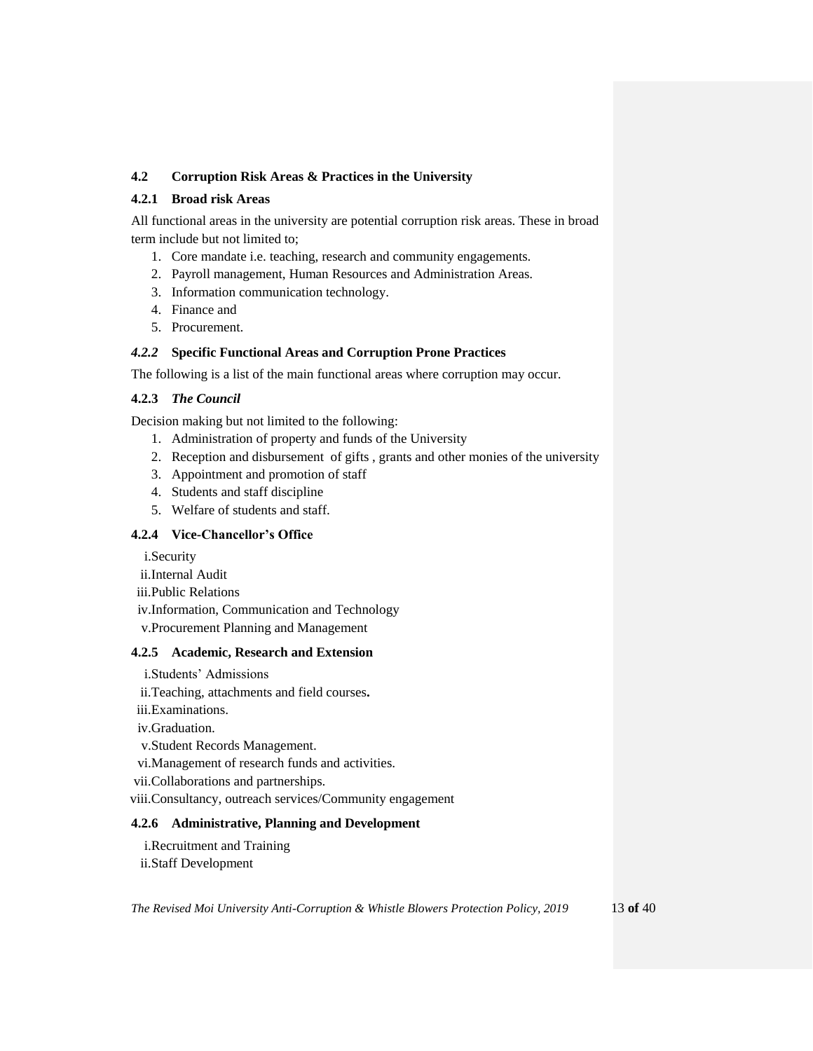### 4.2 Corruption Risk Areas & Practices in the University

#### 4.2.1 Broad risk Areas

All functional areas in the university are potential corruption risk areas. These in broad term include but not limited to;

1. Core mandate i.e. teaching, research and community engagements.
2. Payroll management, Human Resources and Administration Areas.
3. Information communication technology.
4. Finance and
5. Procurement.

#### *4.2.2* Specific Functional Areas and Corruption Prone Practices

The following is a list of the main functional areas where corruption may occur.

#### 4.2.3 *The Council*

Decision making but not limited to the following:

1. Administration of property and funds of the University
2. Reception and disbursement of gifts , grants and other monies of the university
3. Appointment and promotion of staff
4. Students and staff discipline
5. Welfare of students and staff.

#### 4.2.4 Vice-Chancellor's Office

i. Security
ii. Internal Audit
iii. Public Relations
iv. Information, Communication and Technology
v. Procurement Planning and Management

#### 4.2.5 Academic, Research and Extension

i. Students' Admissions
ii. Teaching, attachments and field courses**.**
iii. Examinations.
iv. Graduation.
v. Student Records Management.
vi. Management of research funds and activities.
vii. Collaborations and partnerships.
viii. Consultancy, outreach services/Community engagement

#### 4.2.6 Administrative, Planning and Development

i. Recruitment and Training
ii. Staff Development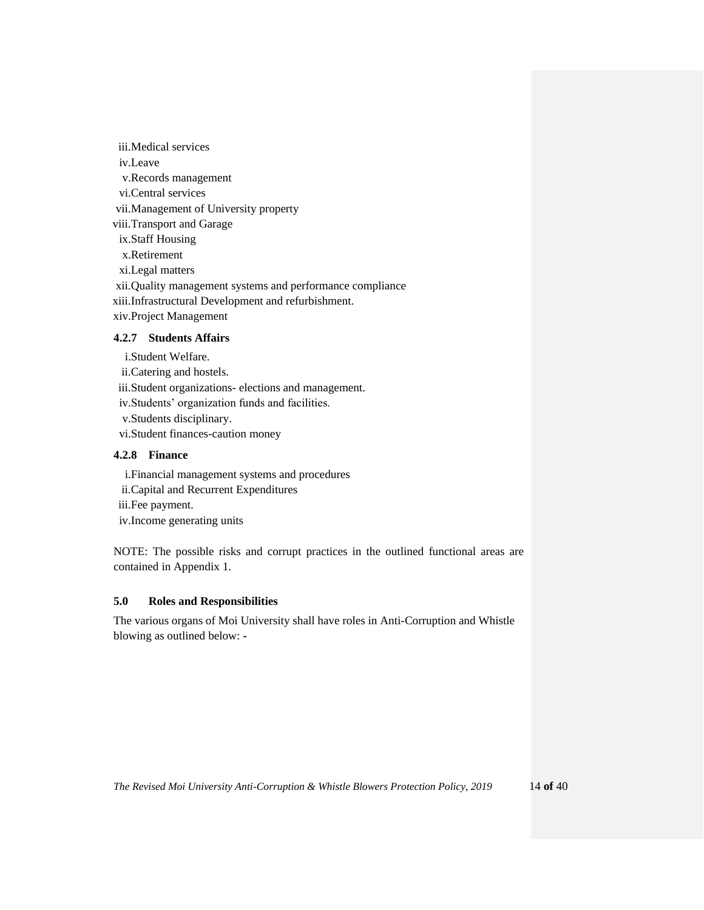iii. Medical services
iv. Leave
v. Records management
vi. Central services
vii. Management of University property
viii. Transport and Garage
ix. Staff Housing
x. Retirement
xi. Legal matters
xii. Quality management systems and performance compliance
xiii. Infrastructural Development and refurbishment.
xiv. Project Management

### 4.2.7 Students Affairs

i. Student Welfare.
ii. Catering and hostels.
iii. Student organizations- elections and management.
iv. Students' organization funds and facilities.
v. Students disciplinary.
vi. Student finances-caution money

### 4.2.8 Finance

i. Financial management systems and procedures
ii. Capital and Recurrent Expenditures
iii. Fee payment.
iv. Income generating units

NOTE: The possible risks and corrupt practices in the outlined functional areas are contained in Appendix 1.

## 5.0 Roles and Responsibilities

The various organs of Moi University shall have roles in Anti-Corruption and Whistle blowing as outlined below: -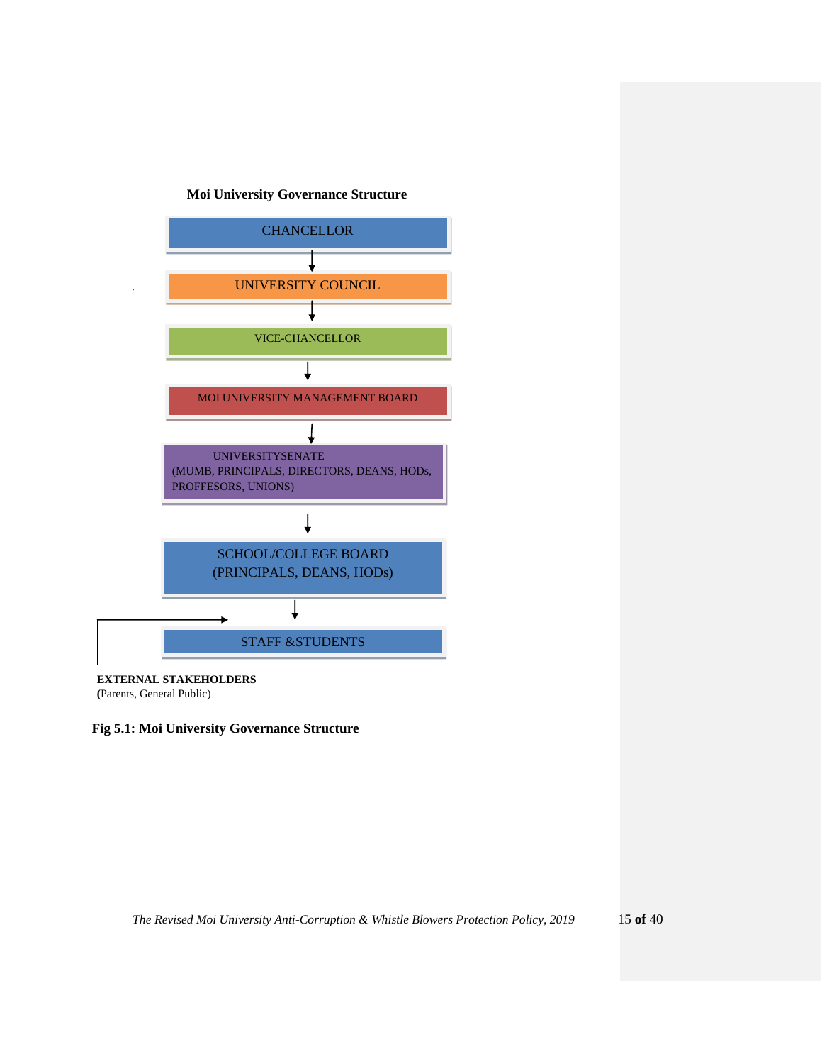**Moi University Governance Structure**

CHANCELLOR

↓

UNIVERSITY COUNCIL

↓

VICE-CHANCELLOR

↓

MOI UNIVERSITY MANAGEMENT BOARD

↓

UNIVERSITYSENATE
(MUMB, PRINCIPALS, DIRECTORS, DEANS, HODs, PROFFESORS, UNIONS)

↓

SCHOOL/COLLEGE BOARD
(PRINCIPALS, DEANS, HODs)

↓

STAFF &STUDENTS

**EXTERNAL STAKEHOLDERS**
**(**Parents, General Public)

**Fig 5.1: Moi University Governance Structure**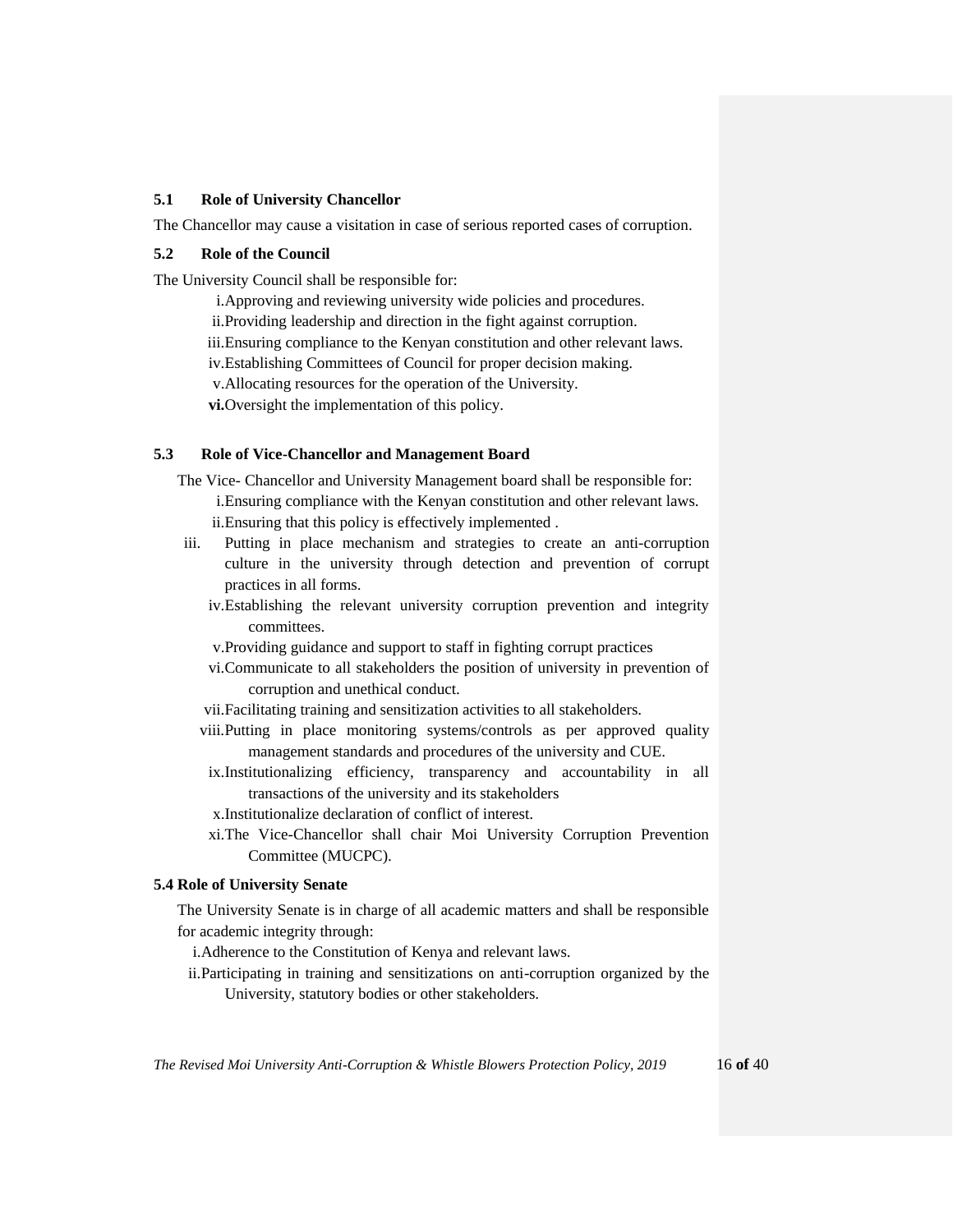### 5.1 Role of University Chancellor

The Chancellor may cause a visitation in case of serious reported cases of corruption.

### 5.2 Role of the Council

The University Council shall be responsible for:

i. Approving and reviewing university wide policies and procedures.
ii. Providing leadership and direction in the fight against corruption.
iii. Ensuring compliance to the Kenyan constitution and other relevant laws.
iv. Establishing Committees of Council for proper decision making.
v. Allocating resources for the operation of the University.
**vi.** Oversight the implementation of this policy.

### 5.3 Role of Vice-Chancellor and Management Board

The Vice- Chancellor and University Management board shall be responsible for:

i. Ensuring compliance with the Kenyan constitution and other relevant laws.
ii. Ensuring that this policy is effectively implemented .
iii. Putting in place mechanism and strategies to create an anti-corruption culture in the university through detection and prevention of corrupt practices in all forms.
iv. Establishing the relevant university corruption prevention and integrity committees.
v. Providing guidance and support to staff in fighting corrupt practices
vi. Communicate to all stakeholders the position of university in prevention of corruption and unethical conduct.
vii. Facilitating training and sensitization activities to all stakeholders.
viii. Putting in place monitoring systems/controls as per approved quality management standards and procedures of the university and CUE.
ix. Institutionalizing efficiency, transparency and accountability in all transactions of the university and its stakeholders
x. Institutionalize declaration of conflict of interest.
xi. The Vice-Chancellor shall chair Moi University Corruption Prevention Committee (MUCPC).

### 5.4 Role of University Senate

The University Senate is in charge of all academic matters and shall be responsible for academic integrity through:

i. Adherence to the Constitution of Kenya and relevant laws.
ii. Participating in training and sensitizations on anti-corruption organized by the University, statutory bodies or other stakeholders.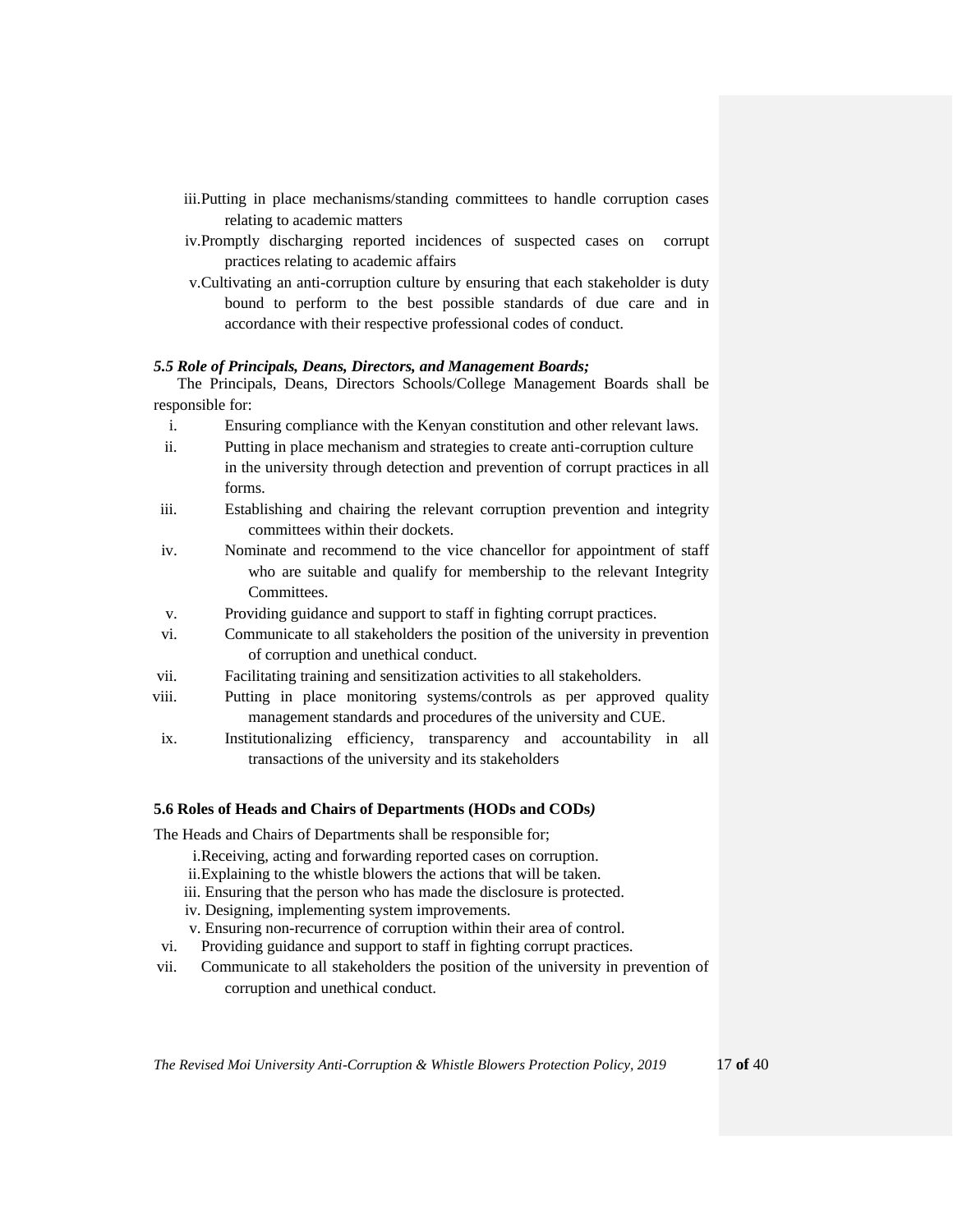iii. Putting in place mechanisms/standing committees to handle corruption cases relating to academic matters

iv. Promptly discharging reported incidences of suspected cases on corrupt practices relating to academic affairs

v. Cultivating an anti-corruption culture by ensuring that each stakeholder is duty bound to perform to the best possible standards of due care and in accordance with their respective professional codes of conduct.

### *5.5 Role of Principals, Deans, Directors, and Management Boards;*

The Principals, Deans, Directors Schools/College Management Boards shall be responsible for:

i. Ensuring compliance with the Kenyan constitution and other relevant laws.

ii. Putting in place mechanism and strategies to create anti-corruption culture in the university through detection and prevention of corrupt practices in all forms.

iii. Establishing and chairing the relevant corruption prevention and integrity committees within their dockets.

iv. Nominate and recommend to the vice chancellor for appointment of staff who are suitable and qualify for membership to the relevant Integrity Committees.

v. Providing guidance and support to staff in fighting corrupt practices.

vi. Communicate to all stakeholders the position of the university in prevention of corruption and unethical conduct.

vii. Facilitating training and sensitization activities to all stakeholders.

viii. Putting in place monitoring systems/controls as per approved quality management standards and procedures of the university and CUE.

ix. Institutionalizing efficiency, transparency and accountability in all transactions of the university and its stakeholders

### 5.6 Roles of Heads and Chairs of Departments (HODs and CODs*)*

The Heads and Chairs of Departments shall be responsible for;

i. Receiving, acting and forwarding reported cases on corruption.

ii. Explaining to the whistle blowers the actions that will be taken.

iii. Ensuring that the person who has made the disclosure is protected.

iv. Designing, implementing system improvements.

v. Ensuring non-recurrence of corruption within their area of control.

vi. Providing guidance and support to staff in fighting corrupt practices.

vii. Communicate to all stakeholders the position of the university in prevention of corruption and unethical conduct.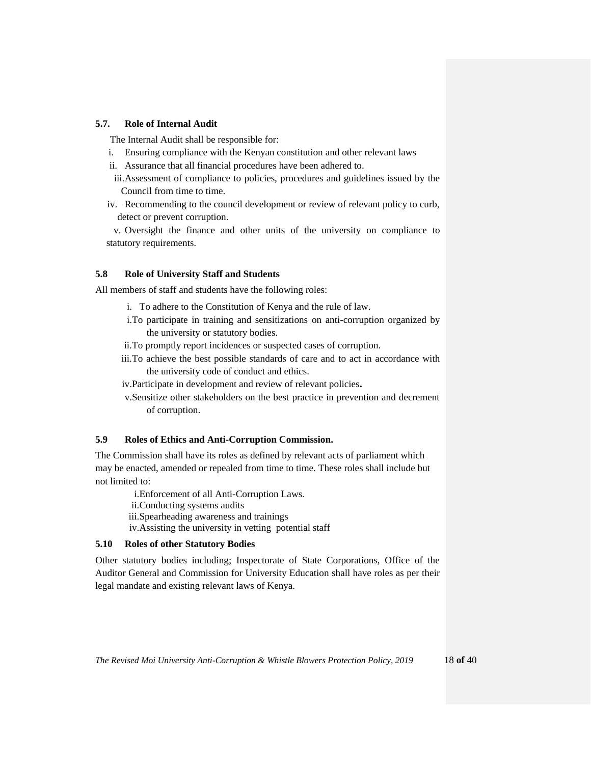### 5.7. Role of Internal Audit

The Internal Audit shall be responsible for:

i. Ensuring compliance with the Kenyan constitution and other relevant laws

ii. Assurance that all financial procedures have been adhered to.

iii. Assessment of compliance to policies, procedures and guidelines issued by the Council from time to time.

iv. Recommending to the council development or review of relevant policy to curb, detect or prevent corruption.

v. Oversight the finance and other units of the university on compliance to statutory requirements.

### 5.8 Role of University Staff and Students

All members of staff and students have the following roles:

i. To adhere to the Constitution of Kenya and the rule of law.

i. To participate in training and sensitizations on anti-corruption organized by the university or statutory bodies.

ii. To promptly report incidences or suspected cases of corruption.

iii. To achieve the best possible standards of care and to act in accordance with the university code of conduct and ethics.

iv. Participate in development and review of relevant policies**.**

v. Sensitize other stakeholders on the best practice in prevention and decrement of corruption.

### 5.9 Roles of Ethics and Anti-Corruption Commission.

The Commission shall have its roles as defined by relevant acts of parliament which may be enacted, amended or repealed from time to time. These roles shall include but not limited to:

i. Enforcement of all Anti-Corruption Laws.

ii. Conducting systems audits

iii. Spearheading awareness and trainings

iv. Assisting the university in vetting potential staff

### 5.10 Roles of other Statutory Bodies

Other statutory bodies including; Inspectorate of State Corporations, Office of the Auditor General and Commission for University Education shall have roles as per their legal mandate and existing relevant laws of Kenya.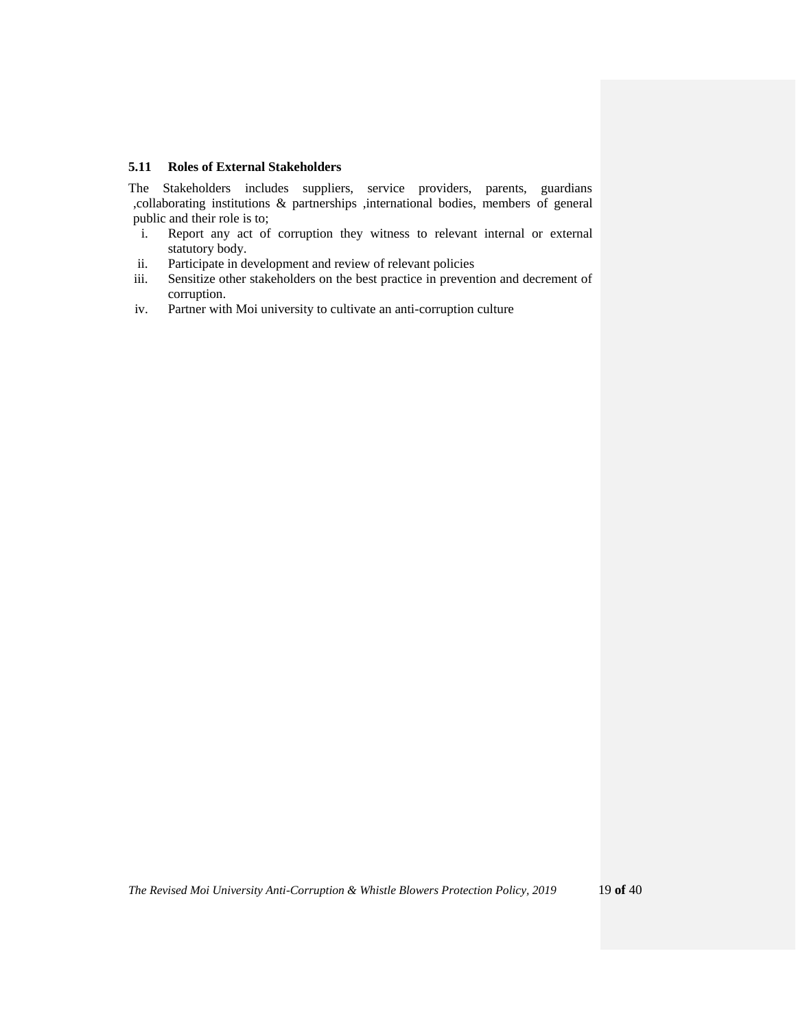### 5.11 Roles of External Stakeholders

The Stakeholders includes suppliers, service providers, parents, guardians ,collaborating institutions & partnerships ,international bodies, members of general public and their role is to;

i. Report any act of corruption they witness to relevant internal or external statutory body.
ii. Participate in development and review of relevant policies
iii. Sensitize other stakeholders on the best practice in prevention and decrement of corruption.
iv. Partner with Moi university to cultivate an anti-corruption culture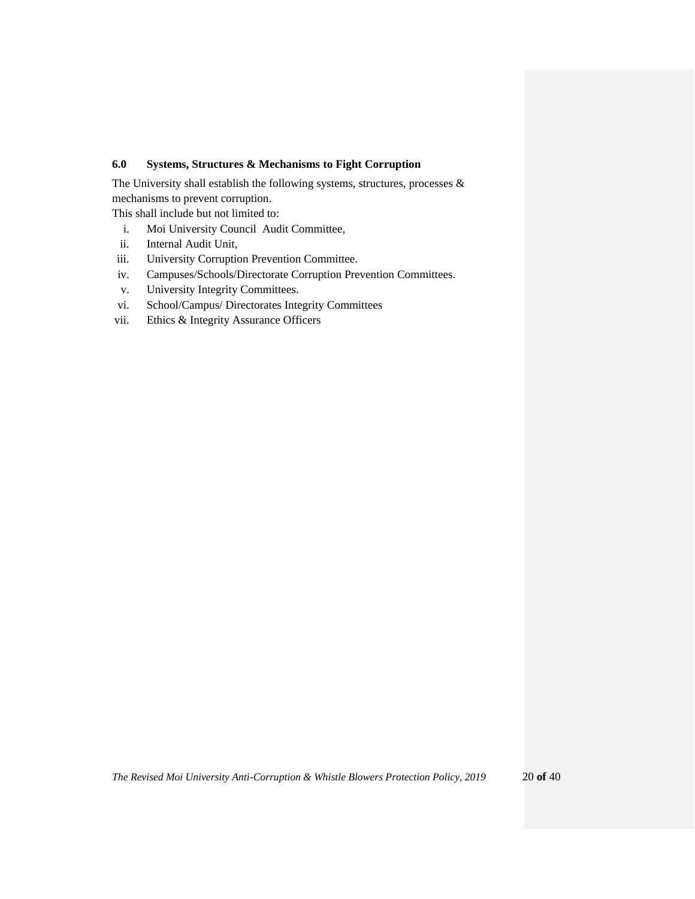## 6.0 Systems, Structures & Mechanisms to Fight Corruption

The University shall establish the following systems, structures, processes & mechanisms to prevent corruption.
This shall include but not limited to:

i. Moi University Council Audit Committee,
ii. Internal Audit Unit,
iii. University Corruption Prevention Committee.
iv. Campuses/Schools/Directorate Corruption Prevention Committees.
v. University Integrity Committees.
vi. School/Campus/ Directorates Integrity Committees
vii. Ethics & Integrity Assurance Officers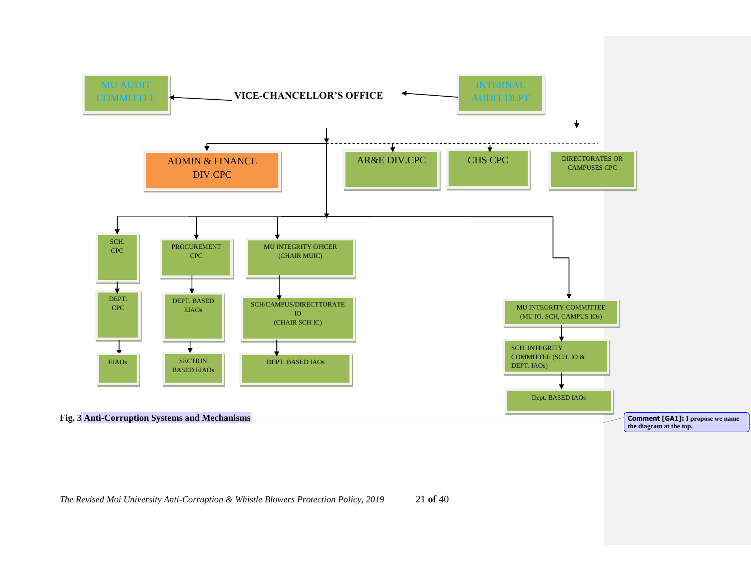MU AUDIT COMMITTEE

VICE-CHANCELLOR'S OFFICE

INTERNAL AUDIT DEPT

ADMIN & FINANCE DIV.CPC

AR&E DIV.CPC

CHS CPC

DIRECTORATES OR CAMPUSES CPC

SCH. CPC

PROCUREMENT CPC

MU INTEGRITY OFICER (CHAIR MUIC)

DEPT. CPC

DEPT. BASED EIAOs

SCH/CAMPUS/DIRECTTORATE IO (CHAIR SCH IC)

MU INTEGRITY COMMITTEE (MU IO, SCH, CAMPUS IOs)

EIAOs

SECTION BASED EIAOs

DEPT. BASED IAOs

SCH. INTEGRITY COMMITTEE (SCH. IO & DEPT. IAOs)

Dept. BASED IAOs

**Fig. 3 Anti-Corruption Systems and Mechanisms**

**Comment [GA1]:** I propose we name the diagram at the top.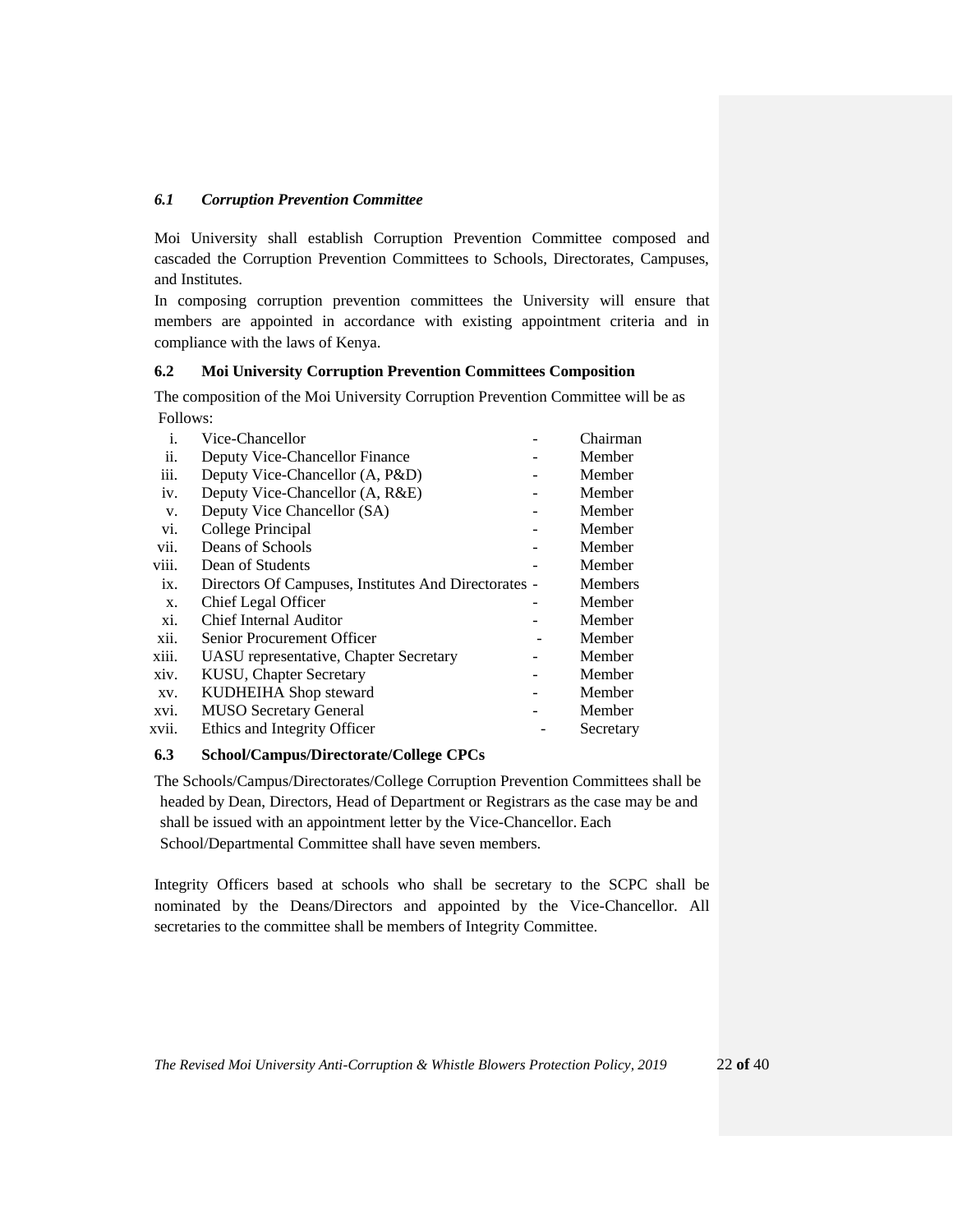### *6.1 Corruption Prevention Committee*

Moi University shall establish Corruption Prevention Committee composed and cascaded the Corruption Prevention Committees to Schools, Directorates, Campuses, and Institutes.

In composing corruption prevention committees the University will ensure that members are appointed in accordance with existing appointment criteria and in compliance with the laws of Kenya.

### 6.2 Moi University Corruption Prevention Committees Composition

The composition of the Moi University Corruption Prevention Committee will be as Follows:

| | | | |
|---|---|---|---|
| i. | Vice-Chancellor | - | Chairman |
| ii. | Deputy Vice-Chancellor Finance | - | Member |
| iii. | Deputy Vice-Chancellor (A, P&D) | - | Member |
| iv. | Deputy Vice-Chancellor (A, R&E) | - | Member |
| v. | Deputy Vice Chancellor (SA) | - | Member |
| vi. | College Principal | - | Member |
| vii. | Deans of Schools | - | Member |
| viii. | Dean of Students | - | Member |
| ix. | Directors Of Campuses, Institutes And Directorates | - | Members |
| x. | Chief Legal Officer | - | Member |
| xi. | Chief Internal Auditor | - | Member |
| xii. | Senior Procurement Officer | - | Member |
| xiii. | UASU representative, Chapter Secretary | - | Member |
| xiv. | KUSU, Chapter Secretary | - | Member |
| xv. | KUDHEIHA Shop steward | - | Member |
| xvi. | MUSO Secretary General | - | Member |
| xvii. | Ethics and Integrity Officer | - | Secretary |

### 6.3 School/Campus/Directorate/College CPCs

The Schools/Campus/Directorates/College Corruption Prevention Committees shall be headed by Dean, Directors, Head of Department or Registrars as the case may be and shall be issued with an appointment letter by the Vice-Chancellor. Each School/Departmental Committee shall have seven members.

Integrity Officers based at schools who shall be secretary to the SCPC shall be nominated by the Deans/Directors and appointed by the Vice-Chancellor. All secretaries to the committee shall be members of Integrity Committee.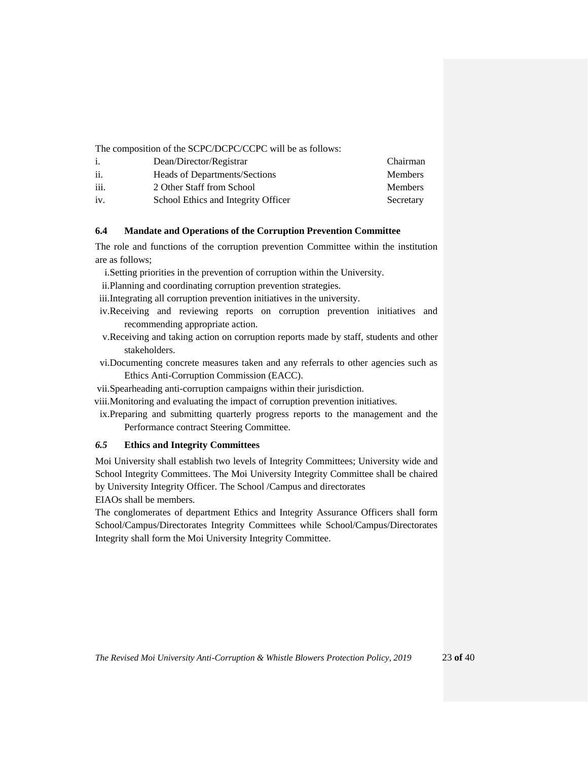The composition of the SCPC/DCPC/CCPC will be as follows:

| | | |
|---|---|---|
| i. | Dean/Director/Registrar | Chairman |
| ii. | Heads of Departments/Sections | Members |
| iii. | 2 Other Staff from School | Members |
| iv. | School Ethics and Integrity Officer | Secretary |

### 6.4 Mandate and Operations of the Corruption Prevention Committee

The role and functions of the corruption prevention Committee within the institution are as follows;

i. Setting priorities in the prevention of corruption within the University.
ii. Planning and coordinating corruption prevention strategies.
iii. Integrating all corruption prevention initiatives in the university.
iv. Receiving and reviewing reports on corruption prevention initiatives and recommending appropriate action.
v. Receiving and taking action on corruption reports made by staff, students and other stakeholders.
vi. Documenting concrete measures taken and any referrals to other agencies such as Ethics Anti-Corruption Commission (EACC).
vii. Spearheading anti-corruption campaigns within their jurisdiction.
viii. Monitoring and evaluating the impact of corruption prevention initiatives.
ix. Preparing and submitting quarterly progress reports to the management and the Performance contract Steering Committee.

### *6.5* Ethics and Integrity Committees

Moi University shall establish two levels of Integrity Committees; University wide and School Integrity Committees. The Moi University Integrity Committee shall be chaired by University Integrity Officer. The School /Campus and directorates
EIAOs shall be members.
The conglomerates of department Ethics and Integrity Assurance Officers shall form School/Campus/Directorates Integrity Committees while School/Campus/Directorates Integrity shall form the Moi University Integrity Committee.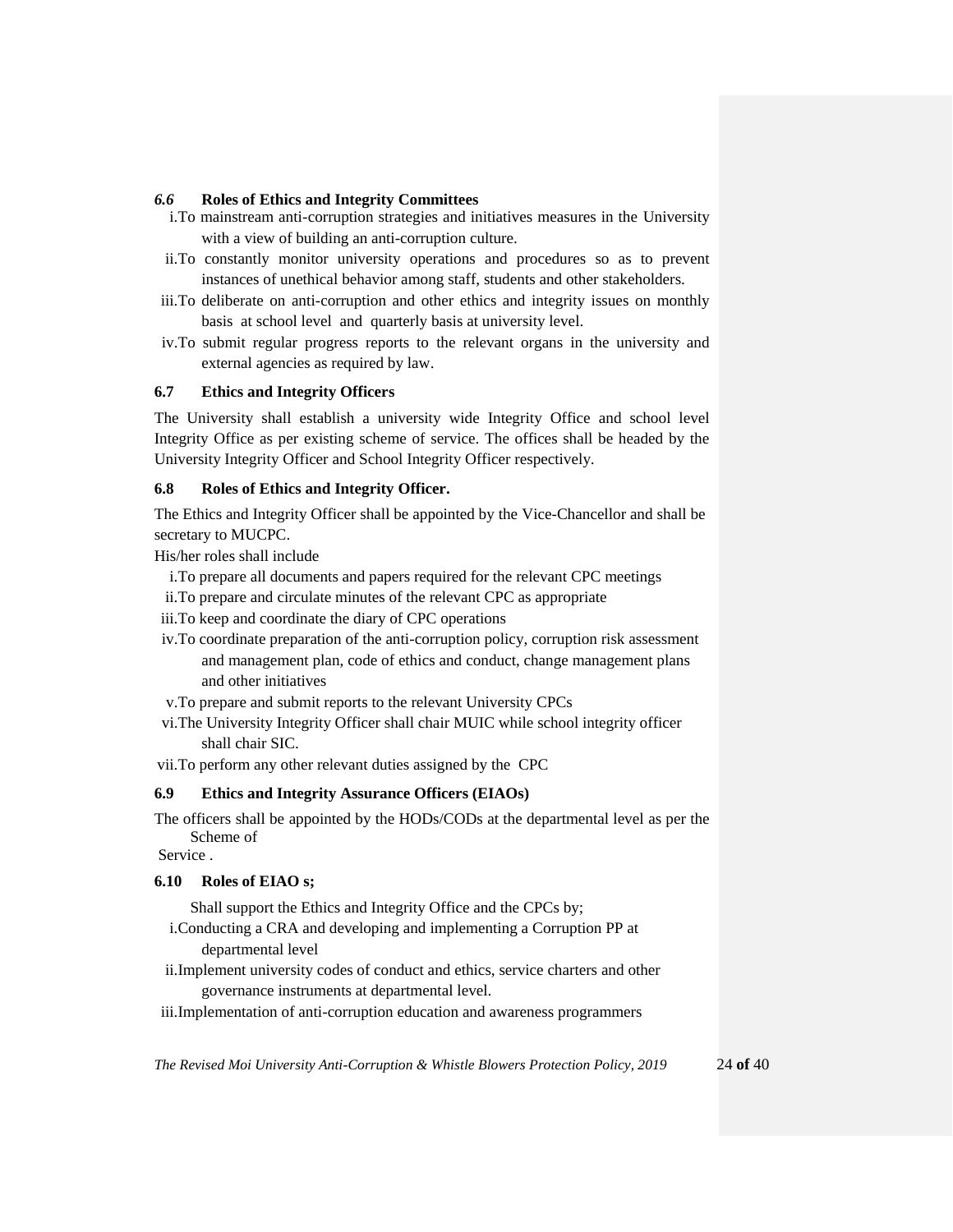### *6.6* Roles of Ethics and Integrity Committees

i. To mainstream anti-corruption strategies and initiatives measures in the University with a view of building an anti-corruption culture.

ii. To constantly monitor university operations and procedures so as to prevent instances of unethical behavior among staff, students and other stakeholders.

iii. To deliberate on anti-corruption and other ethics and integrity issues on monthly basis at school level and quarterly basis at university level.

iv. To submit regular progress reports to the relevant organs in the university and external agencies as required by law.

### 6.7 Ethics and Integrity Officers

The University shall establish a university wide Integrity Office and school level Integrity Office as per existing scheme of service. The offices shall be headed by the University Integrity Officer and School Integrity Officer respectively.

### 6.8 Roles of Ethics and Integrity Officer.

The Ethics and Integrity Officer shall be appointed by the Vice-Chancellor and shall be secretary to MUCPC.

His/her roles shall include

i. To prepare all documents and papers required for the relevant CPC meetings

ii. To prepare and circulate minutes of the relevant CPC as appropriate

iii. To keep and coordinate the diary of CPC operations

iv. To coordinate preparation of the anti-corruption policy, corruption risk assessment and management plan, code of ethics and conduct, change management plans and other initiatives

v. To prepare and submit reports to the relevant University CPCs

vi. The University Integrity Officer shall chair MUIC while school integrity officer shall chair SIC.

vii. To perform any other relevant duties assigned by the CPC

### 6.9 Ethics and Integrity Assurance Officers (EIAOs)

The officers shall be appointed by the HODs/CODs at the departmental level as per the Scheme of Service .

### 6.10 Roles of EIAO s;

Shall support the Ethics and Integrity Office and the CPCs by;

i. Conducting a CRA and developing and implementing a Corruption PP at departmental level

ii. Implement university codes of conduct and ethics, service charters and other governance instruments at departmental level.

iii. Implementation of anti-corruption education and awareness programmers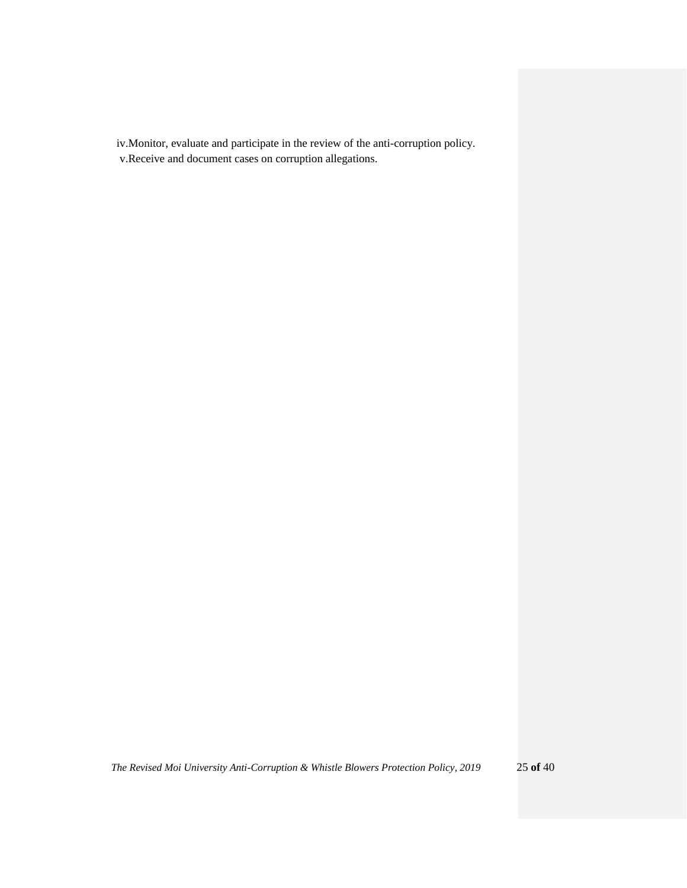iv. Monitor, evaluate and participate in the review of the anti-corruption policy.

v. Receive and document cases on corruption allegations.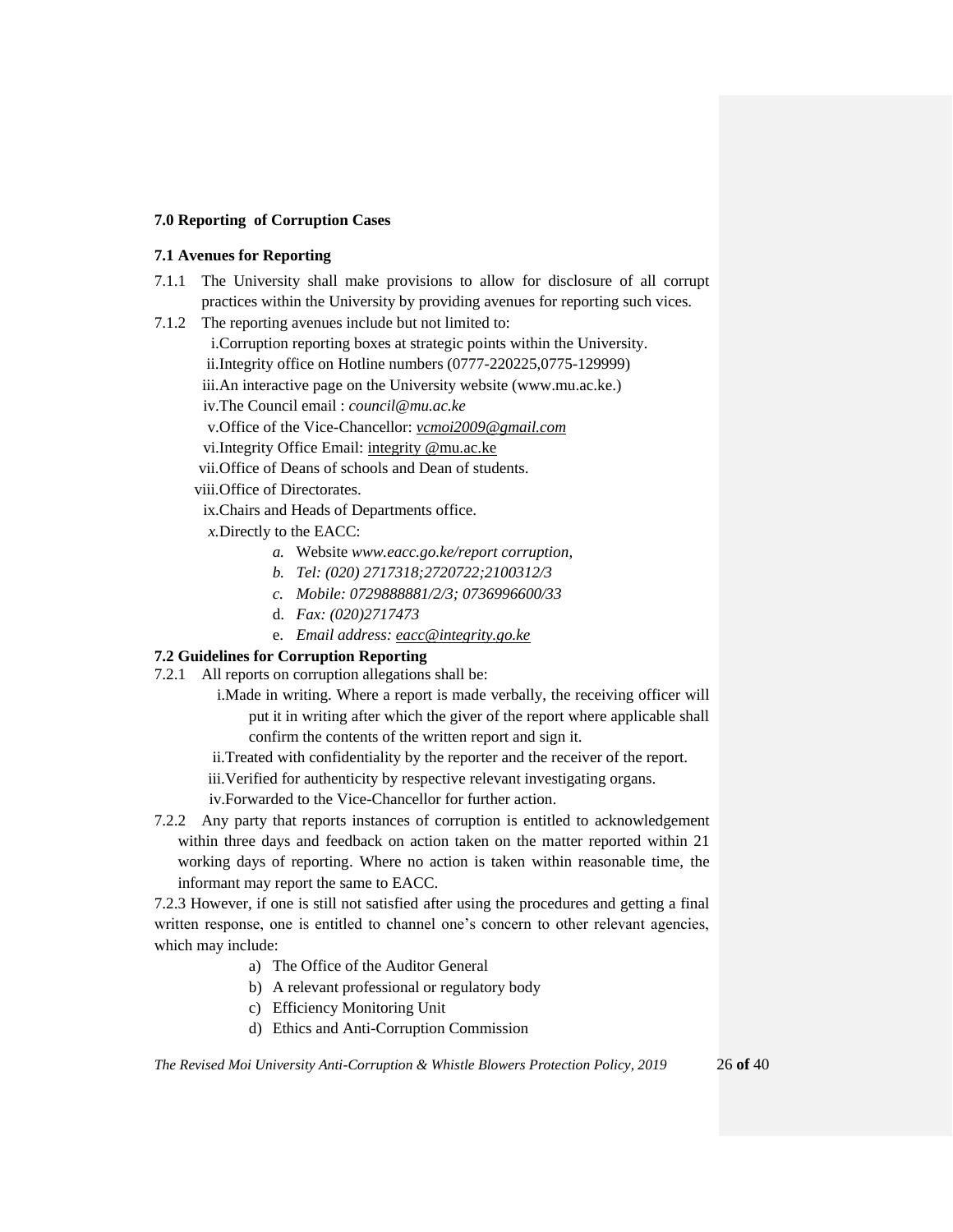### 7.0 Reporting of Corruption Cases

#### 7.1 Avenues for Reporting

7.1.1 The University shall make provisions to allow for disclosure of all corrupt practices within the University by providing avenues for reporting such vices.

7.1.2 The reporting avenues include but not limited to:

i. Corruption reporting boxes at strategic points within the University.
ii. Integrity office on Hotline numbers (0777-220225,0775-129999)
iii. An interactive page on the University website (www.mu.ac.ke.)
iv. The Council email : *council@mu.ac.ke*
v. Office of the Vice-Chancellor: *vcmoi2009@gmail.com*
vi. Integrity Office Email: integrity @mu.ac.ke
vii. Office of Deans of schools and Dean of students.
viii. Office of Directorates.
ix. Chairs and Heads of Departments office.
*x.* Directly to the EACC:
   - *a.* Website *www.eacc.go.ke/report corruption,*
   - *b. Tel: (020) 2717318;2720722;2100312/3*
   - *c. Mobile: 0729888881/2/3; 0736996600/33*
   - d. *Fax: (020)2717473*
   - e. *Email address: eacc@integrity.go.ke*

#### 7.2 Guidelines for Corruption Reporting

7.2.1 All reports on corruption allegations shall be:

i. Made in writing. Where a report is made verbally, the receiving officer will put it in writing after which the giver of the report where applicable shall confirm the contents of the written report and sign it.
ii. Treated with confidentiality by the reporter and the receiver of the report.
iii. Verified for authenticity by respective relevant investigating organs.
iv. Forwarded to the Vice-Chancellor for further action.

7.2.2 Any party that reports instances of corruption is entitled to acknowledgement within three days and feedback on action taken on the matter reported within 21 working days of reporting. Where no action is taken within reasonable time, the informant may report the same to EACC.

7.2.3 However, if one is still not satisfied after using the procedures and getting a final written response, one is entitled to channel one's concern to other relevant agencies, which may include:

a) The Office of the Auditor General
b) A relevant professional or regulatory body
c) Efficiency Monitoring Unit
d) Ethics and Anti-Corruption Commission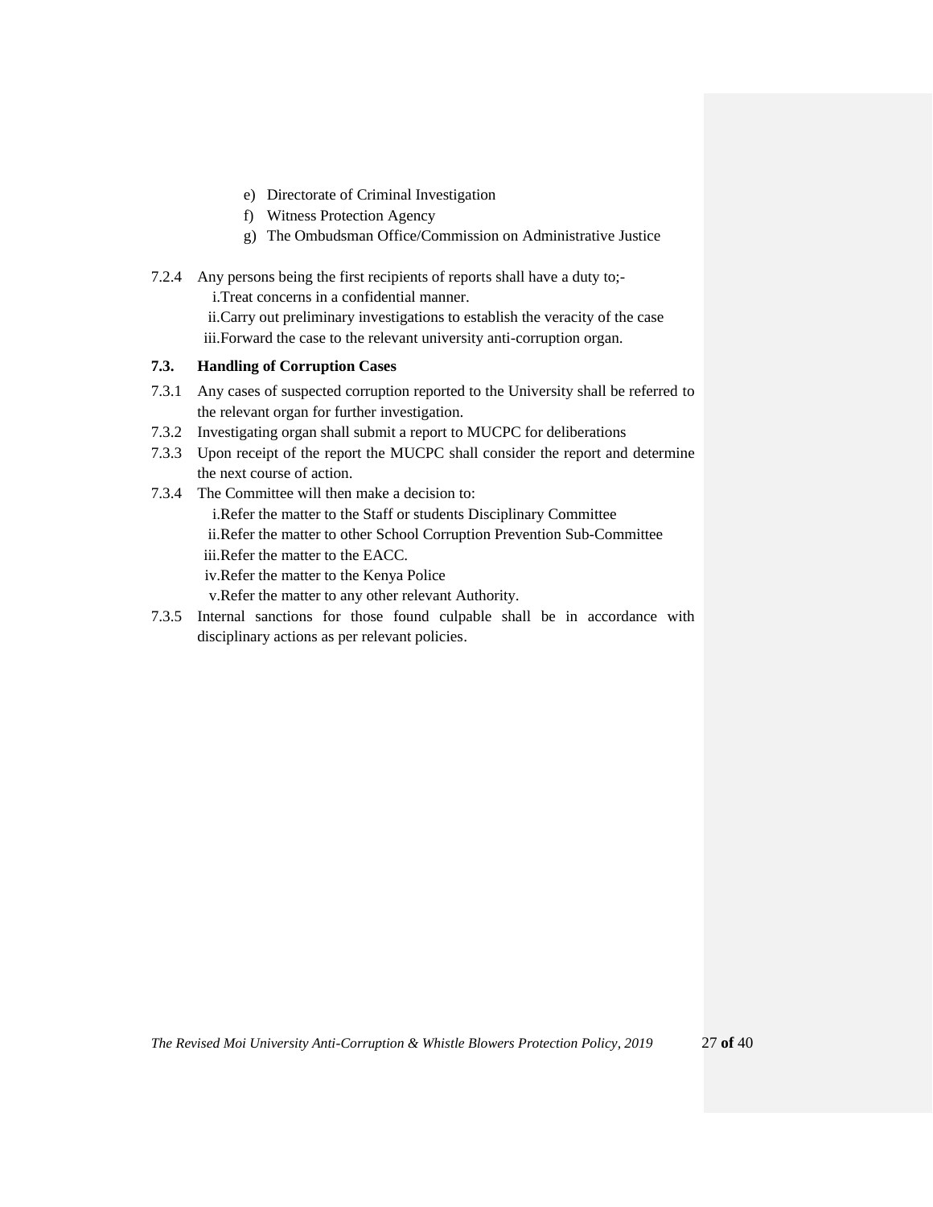e) Directorate of Criminal Investigation
f) Witness Protection Agency
g) The Ombudsman Office/Commission on Administrative Justice

7.2.4 Any persons being the first recipients of reports shall have a duty to;-
  i. Treat concerns in a confidential manner.
  ii. Carry out preliminary investigations to establish the veracity of the case
  iii. Forward the case to the relevant university anti-corruption organ.

**7.3. Handling of Corruption Cases**

7.3.1 Any cases of suspected corruption reported to the University shall be referred to the relevant organ for further investigation.

7.3.2 Investigating organ shall submit a report to MUCPC for deliberations

7.3.3 Upon receipt of the report the MUCPC shall consider the report and determine the next course of action.

7.3.4 The Committee will then make a decision to:
  i. Refer the matter to the Staff or students Disciplinary Committee
  ii. Refer the matter to other School Corruption Prevention Sub-Committee
  iii. Refer the matter to the EACC.
  iv. Refer the matter to the Kenya Police
  v. Refer the matter to any other relevant Authority.

7.3.5 Internal sanctions for those found culpable shall be in accordance with disciplinary actions as per relevant policies.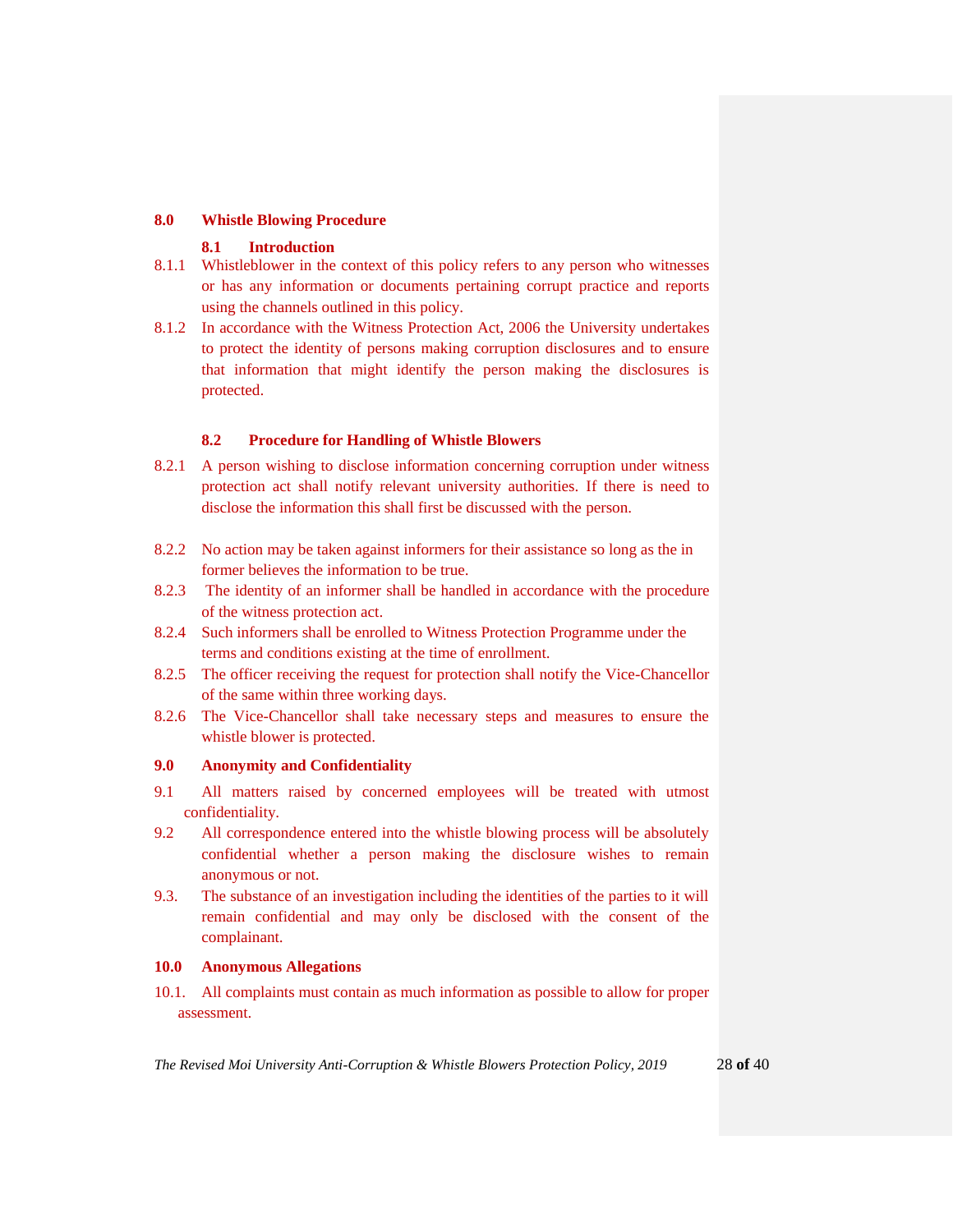## 8.0 Whistle Blowing Procedure

### 8.1 Introduction

8.1.1 Whistleblower in the context of this policy refers to any person who witnesses or has any information or documents pertaining corrupt practice and reports using the channels outlined in this policy.

8.1.2 In accordance with the Witness Protection Act, 2006 the University undertakes to protect the identity of persons making corruption disclosures and to ensure that information that might identify the person making the disclosures is protected.

### 8.2 Procedure for Handling of Whistle Blowers

8.2.1 A person wishing to disclose information concerning corruption under witness protection act shall notify relevant university authorities. If there is need to disclose the information this shall first be discussed with the person.

8.2.2 No action may be taken against informers for their assistance so long as the in former believes the information to be true.

8.2.3 The identity of an informer shall be handled in accordance with the procedure of the witness protection act.

8.2.4 Such informers shall be enrolled to Witness Protection Programme under the terms and conditions existing at the time of enrollment.

8.2.5 The officer receiving the request for protection shall notify the Vice-Chancellor of the same within three working days.

8.2.6 The Vice-Chancellor shall take necessary steps and measures to ensure the whistle blower is protected.

## 9.0 Anonymity and Confidentiality

9.1 All matters raised by concerned employees will be treated with utmost confidentiality.

9.2 All correspondence entered into the whistle blowing process will be absolutely confidential whether a person making the disclosure wishes to remain anonymous or not.

9.3. The substance of an investigation including the identities of the parties to it will remain confidential and may only be disclosed with the consent of the complainant.

## 10.0 Anonymous Allegations

10.1. All complaints must contain as much information as possible to allow for proper assessment.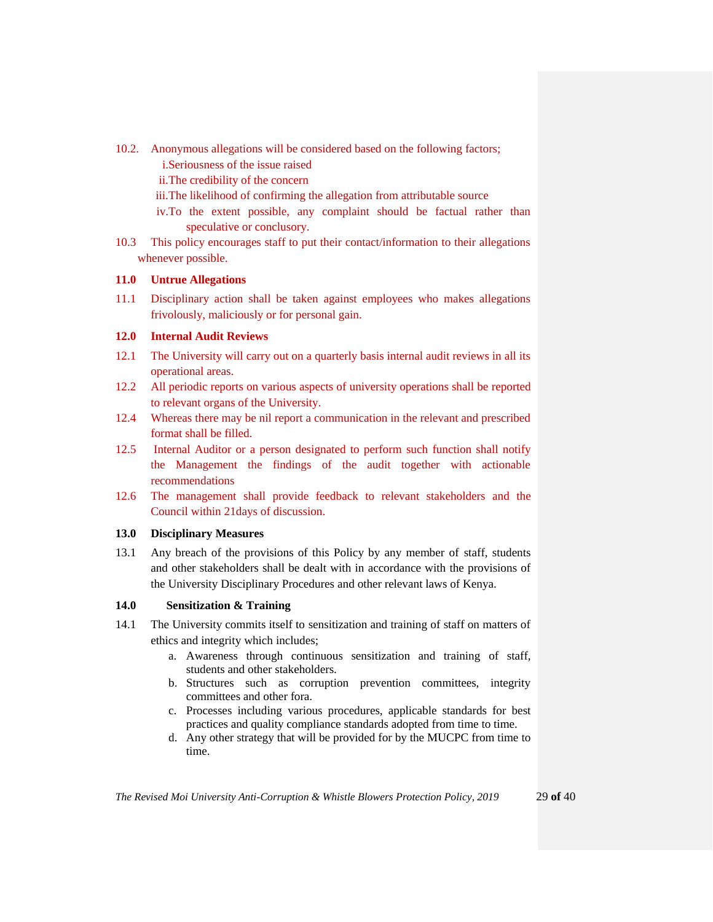10.2. Anonymous allegations will be considered based on the following factors;

i. Seriousness of the issue raised

ii. The credibility of the concern

iii. The likelihood of confirming the allegation from attributable source

iv. To the extent possible, any complaint should be factual rather than speculative or conclusory.

10.3 This policy encourages staff to put their contact/information to their allegations whenever possible.

**11.0 Untrue Allegations**

11.1 Disciplinary action shall be taken against employees who makes allegations frivolously, maliciously or for personal gain.

**12.0 Internal Audit Reviews**

12.1 The University will carry out on a quarterly basis internal audit reviews in all its operational areas.

12.2 All periodic reports on various aspects of university operations shall be reported to relevant organs of the University.

12.4 Whereas there may be nil report a communication in the relevant and prescribed format shall be filled.

12.5 Internal Auditor or a person designated to perform such function shall notify the Management the findings of the audit together with actionable recommendations

12.6 The management shall provide feedback to relevant stakeholders and the Council within 21days of discussion.

**13.0 Disciplinary Measures**

13.1 Any breach of the provisions of this Policy by any member of staff, students and other stakeholders shall be dealt with in accordance with the provisions of the University Disciplinary Procedures and other relevant laws of Kenya.

**14.0 Sensitization & Training**

14.1 The University commits itself to sensitization and training of staff on matters of ethics and integrity which includes;

a. Awareness through continuous sensitization and training of staff, students and other stakeholders.
b. Structures such as corruption prevention committees, integrity committees and other fora.
c. Processes including various procedures, applicable standards for best practices and quality compliance standards adopted from time to time.
d. Any other strategy that will be provided for by the MUCPC from time to time.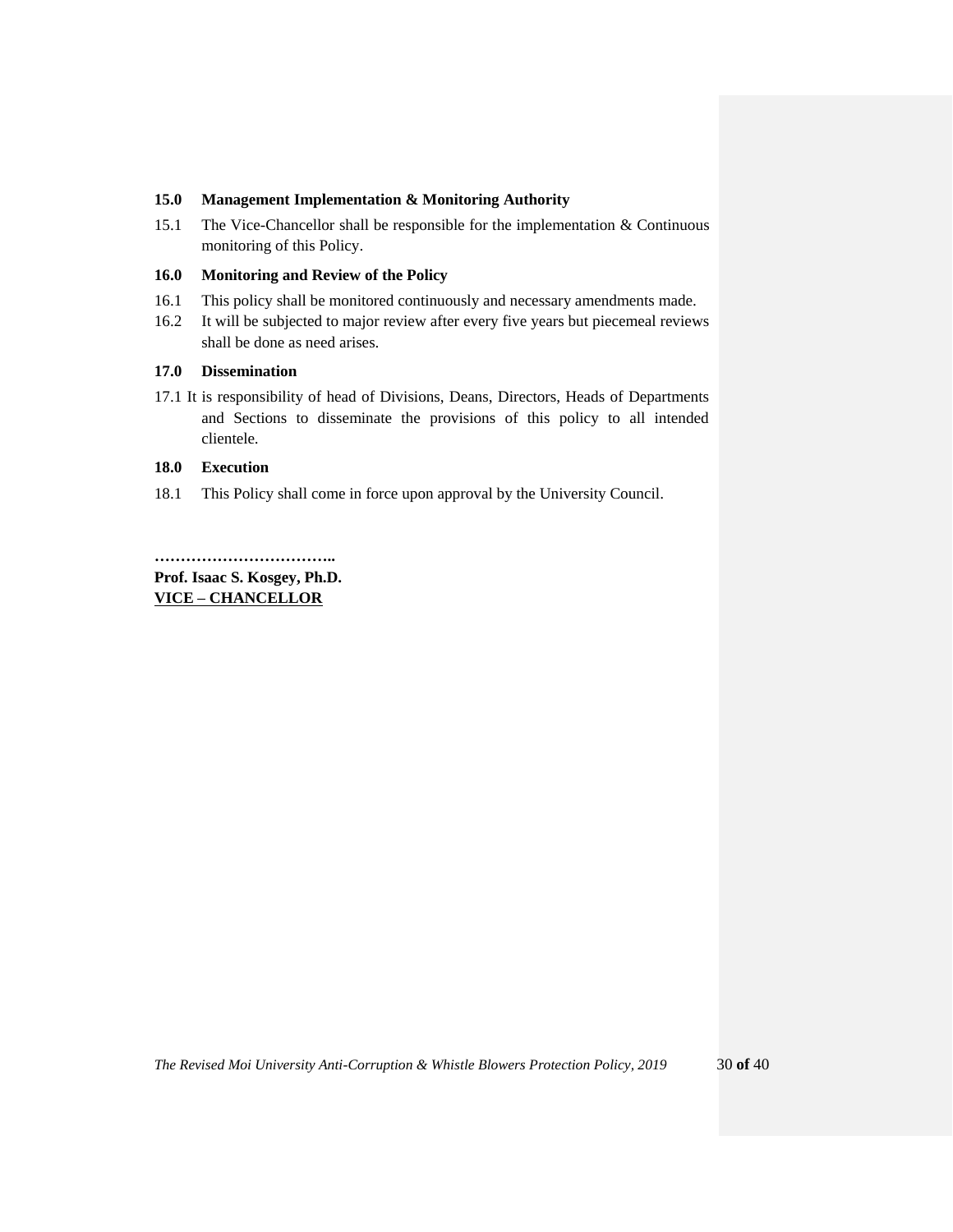## 15.0 Management Implementation & Monitoring Authority

15.1 The Vice-Chancellor shall be responsible for the implementation & Continuous monitoring of this Policy.

## 16.0 Monitoring and Review of the Policy

16.1 This policy shall be monitored continuously and necessary amendments made.

16.2 It will be subjected to major review after every five years but piecemeal reviews shall be done as need arises.

## 17.0 Dissemination

17.1 It is responsibility of head of Divisions, Deans, Directors, Heads of Departments and Sections to disseminate the provisions of this policy to all intended clientele.

## 18.0 Execution

18.1 This Policy shall come in force upon approval by the University Council.

**……………………………..**

**Prof. Isaac S. Kosgey, Ph.D.**

**VICE – CHANCELLOR**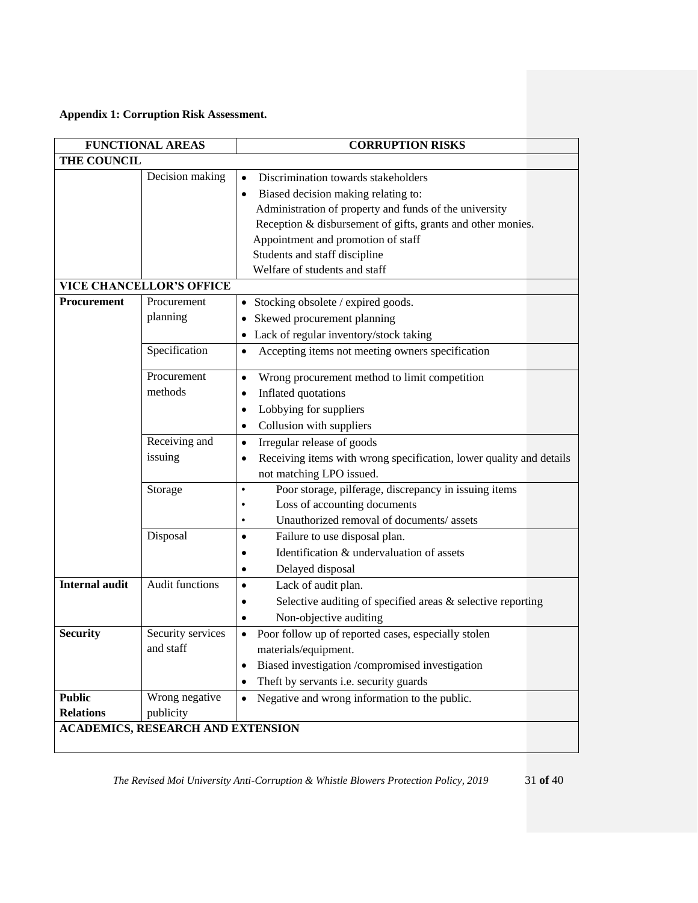**Appendix 1: Corruption Risk Assessment.**

| FUNCTIONAL AREAS | | CORRUPTION RISKS |
|---|---|---|
| **THE COUNCIL** | | |
| | Decision making | • Discrimination towards stakeholders<br>• Biased decision making relating to:<br>Administration of property and funds of the university<br>Reception & disbursement of gifts, grants and other monies.<br>Appointment and promotion of staff<br>Students and staff discipline<br>Welfare of students and staff |
| **VICE CHANCELLOR'S OFFICE** | | |
| **Procurement** | Procurement planning | • Stocking obsolete / expired goods.<br>• Skewed procurement planning<br>• Lack of regular inventory/stock taking |
| | Specification | • Accepting items not meeting owners specification |
| | Procurement methods | • Wrong procurement method to limit competition<br>• Inflated quotations<br>• Lobbying for suppliers<br>• Collusion with suppliers |
| | Receiving and issuing | • Irregular release of goods<br>• Receiving items with wrong specification, lower quality and details not matching LPO issued. |
| | Storage | • Poor storage, pilferage, discrepancy in issuing items<br>• Loss of accounting documents<br>• Unauthorized removal of documents/ assets |
| | Disposal | • Failure to use disposal plan.<br>• Identification & undervaluation of assets<br>• Delayed disposal |
| **Internal audit** | Audit functions | • Lack of audit plan.<br>• Selective auditing of specified areas & selective reporting<br>• Non-objective auditing |
| **Security** | Security services and staff | • Poor follow up of reported cases, especially stolen materials/equipment.<br>• Biased investigation /compromised investigation<br>• Theft by servants i.e. security guards |
| **Public Relations** | Wrong negative publicity | • Negative and wrong information to the public. |
| **ACADEMICS, RESEARCH AND EXTENSION** | | |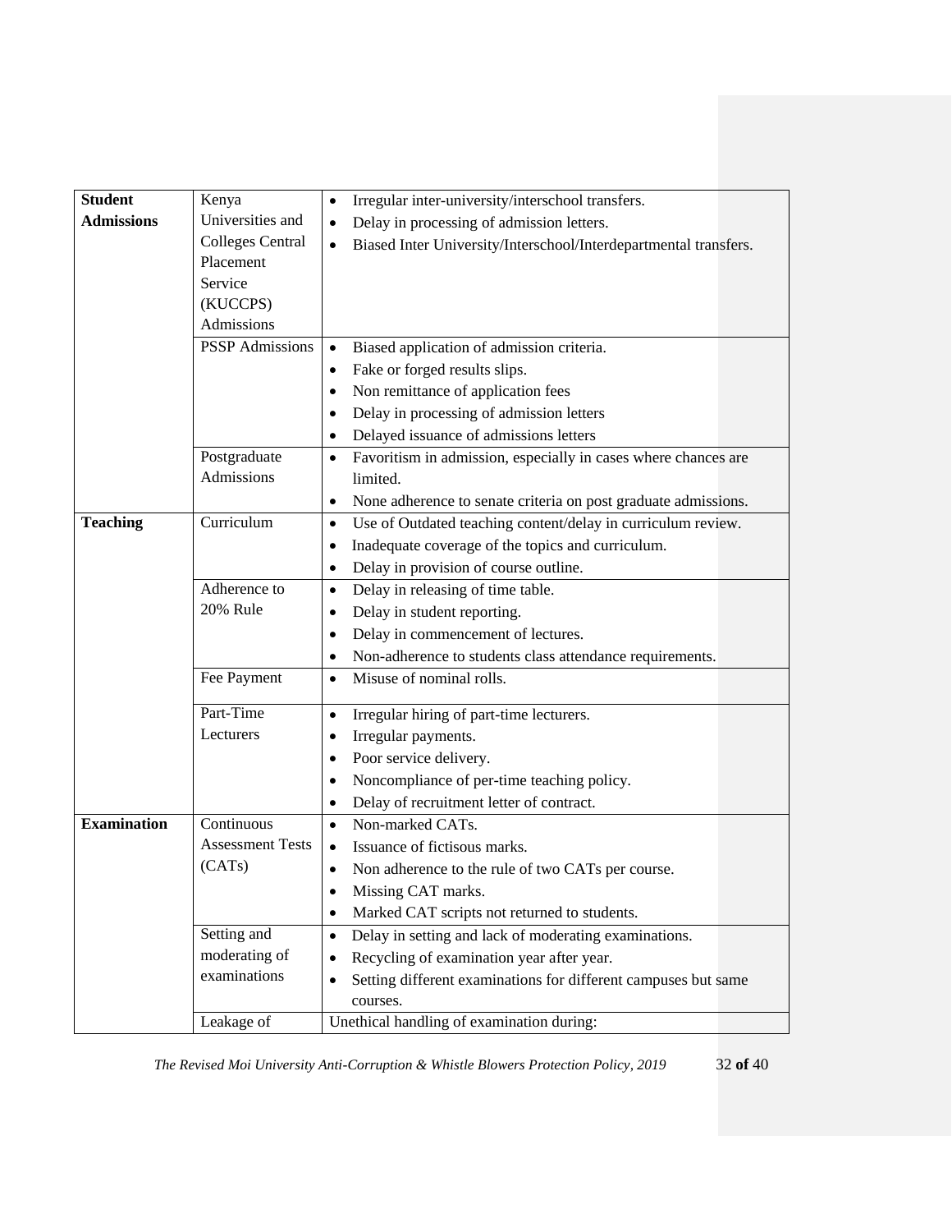| | | |
|---|---|---|
| **Student Admissions** | Kenya Universities and Colleges Central Placement Service (KUCCPS) Admissions | • Irregular inter-university/interschool transfers.<br>• Delay in processing of admission letters.<br>• Biased Inter University/Interschool/Interdepartmental transfers. |
| | PSSP Admissions | • Biased application of admission criteria.<br>• Fake or forged results slips.<br>• Non remittance of application fees<br>• Delay in processing of admission letters<br>• Delayed issuance of admissions letters |
| | Postgraduate Admissions | • Favoritism in admission, especially in cases where chances are limited.<br>• None adherence to senate criteria on post graduate admissions. |
| **Teaching** | Curriculum | • Use of Outdated teaching content/delay in curriculum review.<br>• Inadequate coverage of the topics and curriculum.<br>• Delay in provision of course outline. |
| | Adherence to 20% Rule | • Delay in releasing of time table.<br>• Delay in student reporting.<br>• Delay in commencement of lectures.<br>• Non-adherence to students class attendance requirements. |
| | Fee Payment | • Misuse of nominal rolls. |
| | Part-Time Lecturers | • Irregular hiring of part-time lecturers.<br>• Irregular payments.<br>• Poor service delivery.<br>• Noncompliance of per-time teaching policy.<br>• Delay of recruitment letter of contract. |
| **Examination** | Continuous Assessment Tests (CATs) | • Non-marked CATs.<br>• Issuance of fictisous marks.<br>• Non adherence to the rule of two CATs per course.<br>• Missing CAT marks.<br>• Marked CAT scripts not returned to students. |
| | Setting and moderating of examinations | • Delay in setting and lack of moderating examinations.<br>• Recycling of examination year after year.<br>• Setting different examinations for different campuses but same courses. |
| | Leakage of | Unethical handling of examination during: |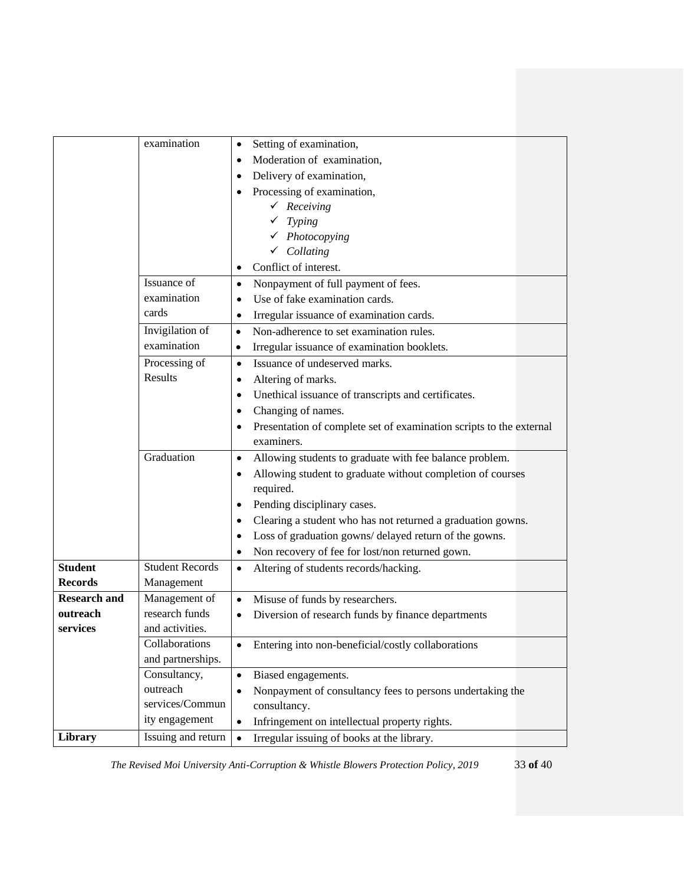| | | |
|---|---|---|
| | examination | • Setting of examination,<br>• Moderation of examination,<br>• Delivery of examination,<br>• Processing of examination,<br>  ✓ *Receiving*<br>  ✓ *Typing*<br>  ✓ *Photocopying*<br>  ✓ *Collating*<br>• Conflict of interest. |
| | Issuance of examination cards | • Nonpayment of full payment of fees.<br>• Use of fake examination cards.<br>• Irregular issuance of examination cards. |
| | Invigilation of examination | • Non-adherence to set examination rules.<br>• Irregular issuance of examination booklets. |
| | Processing of Results | • Issuance of undeserved marks.<br>• Altering of marks.<br>• Unethical issuance of transcripts and certificates.<br>• Changing of names.<br>• Presentation of complete set of examination scripts to the external examiners. |
| | Graduation | • Allowing students to graduate with fee balance problem.<br>• Allowing student to graduate without completion of courses required.<br>• Pending disciplinary cases.<br>• Clearing a student who has not returned a graduation gowns.<br>• Loss of graduation gowns/ delayed return of the gowns.<br>• Non recovery of fee for lost/non returned gown. |
| **Student Records** | Student Records Management | • Altering of students records/hacking. |
| **Research and outreach services** | Management of research funds and activities. | • Misuse of funds by researchers.<br>• Diversion of research funds by finance departments |
| | Collaborations and partnerships. | • Entering into non-beneficial/costly collaborations |
| | Consultancy, outreach services/Community engagement | • Biased engagements.<br>• Nonpayment of consultancy fees to persons undertaking the consultancy.<br>• Infringement on intellectual property rights. |
| **Library** | Issuing and return | • Irregular issuing of books at the library. |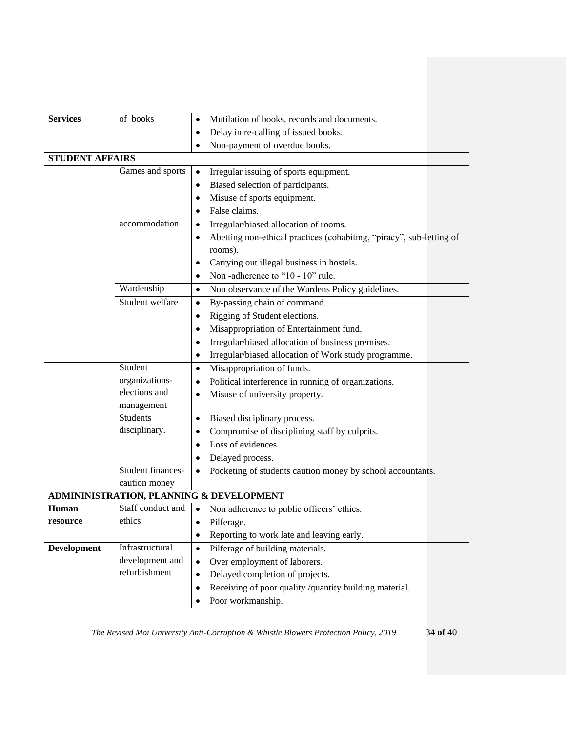| **Services** | of books | • Mutilation of books, records and documents.<br>• Delay in re-calling of issued books.<br>• Non-payment of overdue books. |
|---|---|---|
| **STUDENT AFFAIRS** | | |
| | Games and sports | • Irregular issuing of sports equipment.<br>• Biased selection of participants.<br>• Misuse of sports equipment.<br>• False claims. |
| | accommodation | • Irregular/biased allocation of rooms.<br>• Abetting non-ethical practices (cohabiting, "piracy", sub-letting of rooms).<br>• Carrying out illegal business in hostels.<br>• Non -adherence to "10 - 10" rule. |
| | Wardenship | • Non observance of the Wardens Policy guidelines. |
| | Student welfare | • By-passing chain of command.<br>• Rigging of Student elections.<br>• Misappropriation of Entertainment fund.<br>• Irregular/biased allocation of business premises.<br>• Irregular/biased allocation of Work study programme. |
| | Student organizations-elections and management | • Misappropriation of funds.<br>• Political interference in running of organizations.<br>• Misuse of university property. |
| | Students disciplinary. | • Biased disciplinary process.<br>• Compromise of disciplining staff by culprits.<br>• Loss of evidences.<br>• Delayed process. |
| | Student finances-caution money | • Pocketing of students caution money by school accountants. |
| **ADMININISTRATION, PLANNING & DEVELOPMENT** | | |
| **Human resource** | Staff conduct and ethics | • Non adherence to public officers' ethics.<br>• Pilferage.<br>• Reporting to work late and leaving early. |
| **Development** | Infrastructural development and refurbishment | • Pilferage of building materials.<br>• Over employment of laborers.<br>• Delayed completion of projects.<br>• Receiving of poor quality /quantity building material.<br>• Poor workmanship. |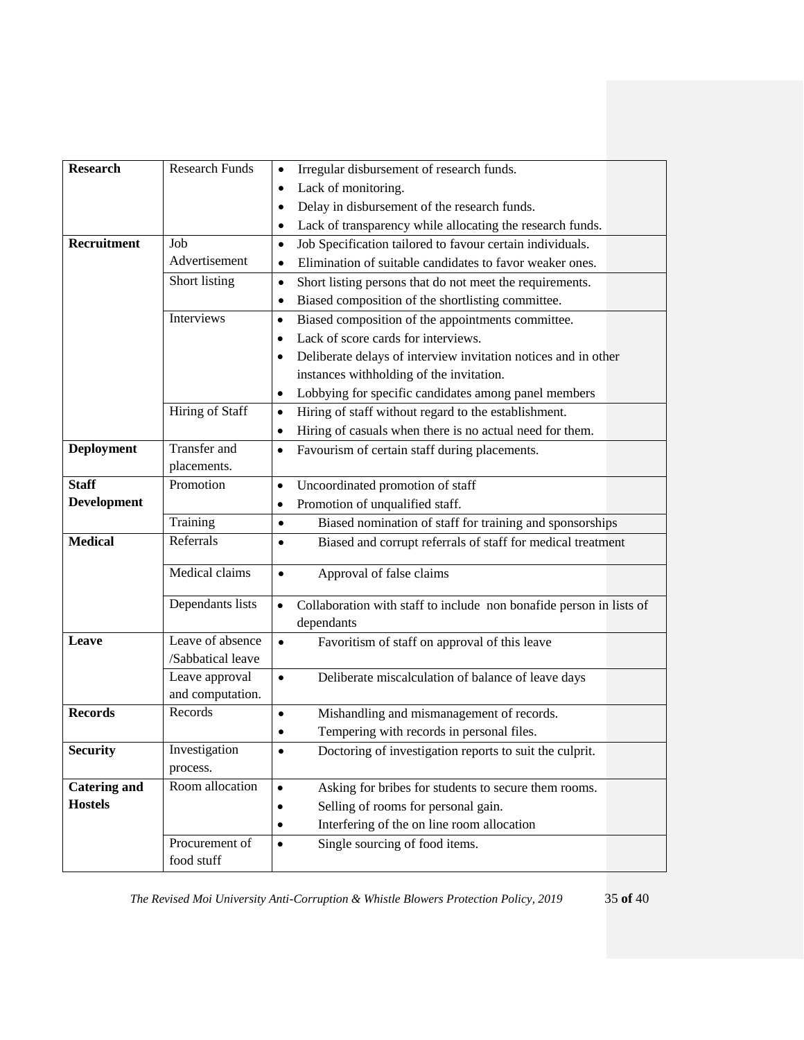| **Research** | Research Funds | • Irregular disbursement of research funds.<br>• Lack of monitoring.<br>• Delay in disbursement of the research funds.<br>• Lack of transparency while allocating the research funds. |
|---|---|---|
| **Recruitment** | Job Advertisement | • Job Specification tailored to favour certain individuals.<br>• Elimination of suitable candidates to favor weaker ones. |
| | Short listing | • Short listing persons that do not meet the requirements.<br>• Biased composition of the shortlisting committee. |
| | Interviews | • Biased composition of the appointments committee.<br>• Lack of score cards for interviews.<br>• Deliberate delays of interview invitation notices and in other instances withholding of the invitation.<br>• Lobbying for specific candidates among panel members |
| | Hiring of Staff | • Hiring of staff without regard to the establishment.<br>• Hiring of casuals when there is no actual need for them. |
| **Deployment** | Transfer and placements. | • Favourism of certain staff during placements. |
| **Staff Development** | Promotion | • Uncoordinated promotion of staff<br>• Promotion of unqualified staff. |
| | Training | • Biased nomination of staff for training and sponsorships |
| **Medical** | Referrals | • Biased and corrupt referrals of staff for medical treatment |
| | Medical claims | • Approval of false claims |
| | Dependants lists | • Collaboration with staff to include non bonafide person in lists of dependants |
| **Leave** | Leave of absence /Sabbatical leave | • Favoritism of staff on approval of this leave |
| | Leave approval and computation. | • Deliberate miscalculation of balance of leave days |
| **Records** | Records | • Mishandling and mismanagement of records.<br>• Tempering with records in personal files. |
| **Security** | Investigation process. | • Doctoring of investigation reports to suit the culprit. |
| **Catering and Hostels** | Room allocation | • Asking for bribes for students to secure them rooms.<br>• Selling of rooms for personal gain.<br>• Interfering of the on line room allocation |
| | Procurement of food stuff | • Single sourcing of food items. |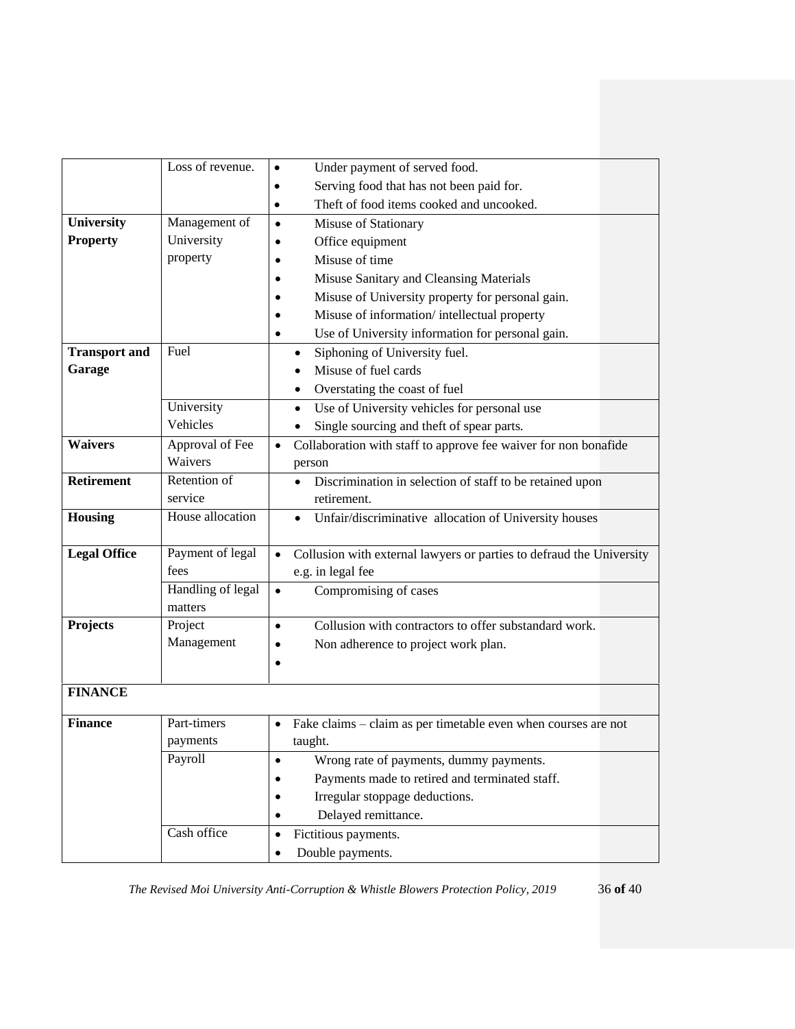| | | |
|---|---|---|
| | Loss of revenue. | • Under payment of served food.<br>• Serving food that has not been paid for.<br>• Theft of food items cooked and uncooked. |
| **University Property** | Management of University property | • Misuse of Stationary<br>• Office equipment<br>• Misuse of time<br>• Misuse Sanitary and Cleansing Materials<br>• Misuse of University property for personal gain.<br>• Misuse of information/ intellectual property<br>• Use of University information for personal gain. |
| **Transport and Garage** | Fuel | • Siphoning of University fuel.<br>• Misuse of fuel cards<br>• Overstating the coast of fuel |
| | University Vehicles | • Use of University vehicles for personal use<br>• Single sourcing and theft of spear parts. |
| **Waivers** | Approval of Fee Waivers | • Collaboration with staff to approve fee waiver for non bonafide person |
| **Retirement** | Retention of service | • Discrimination in selection of staff to be retained upon retirement. |
| **Housing** | House allocation | • Unfair/discriminative allocation of University houses |
| **Legal Office** | Payment of legal fees | • Collusion with external lawyers or parties to defraud the University e.g. in legal fee |
| | Handling of legal matters | • Compromising of cases |
| **Projects** | Project Management | • Collusion with contractors to offer substandard work.<br>• Non adherence to project work plan.<br>• |
| **FINANCE** | | |
| **Finance** | Part-timers payments | • Fake claims – claim as per timetable even when courses are not taught. |
| | Payroll | • Wrong rate of payments, dummy payments.<br>• Payments made to retired and terminated staff.<br>• Irregular stoppage deductions.<br>• Delayed remittance. |
| | Cash office | • Fictitious payments.<br>• Double payments. |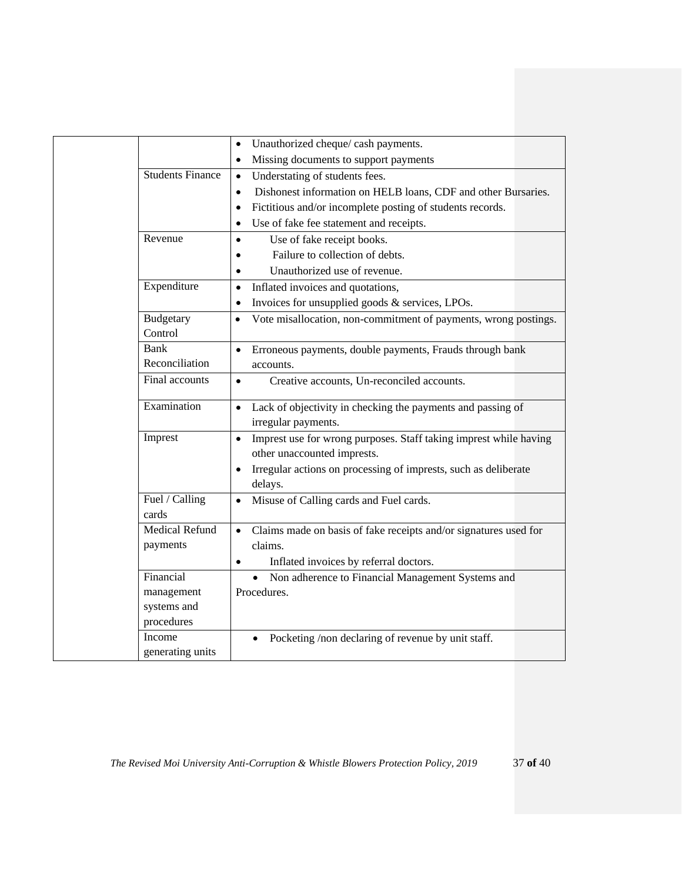| | | |
|---|---|---|
| | | • Unauthorized cheque/ cash payments.<br>• Missing documents to support payments |
| | Students Finance | • Understating of students fees.<br>• Dishonest information on HELB loans, CDF and other Bursaries.<br>• Fictitious and/or incomplete posting of students records.<br>• Use of fake fee statement and receipts. |
| | Revenue | • Use of fake receipt books.<br>• Failure to collection of debts.<br>• Unauthorized use of revenue. |
| | Expenditure | • Inflated invoices and quotations,<br>• Invoices for unsupplied goods & services, LPOs. |
| | Budgetary Control | • Vote misallocation, non-commitment of payments, wrong postings. |
| | Bank Reconciliation | • Erroneous payments, double payments, Frauds through bank accounts. |
| | Final accounts | • Creative accounts, Un-reconciled accounts. |
| | Examination | • Lack of objectivity in checking the payments and passing of irregular payments. |
| | Imprest | • Imprest use for wrong purposes. Staff taking imprest while having other unaccounted imprests.<br>• Irregular actions on processing of imprests, such as deliberate delays. |
| | Fuel / Calling cards | • Misuse of Calling cards and Fuel cards. |
| | Medical Refund payments | • Claims made on basis of fake receipts and/or signatures used for claims.<br>• Inflated invoices by referral doctors. |
| | Financial management systems and procedures | • Non adherence to Financial Management Systems and Procedures. |
| | Income generating units | • Pocketing /non declaring of revenue by unit staff. |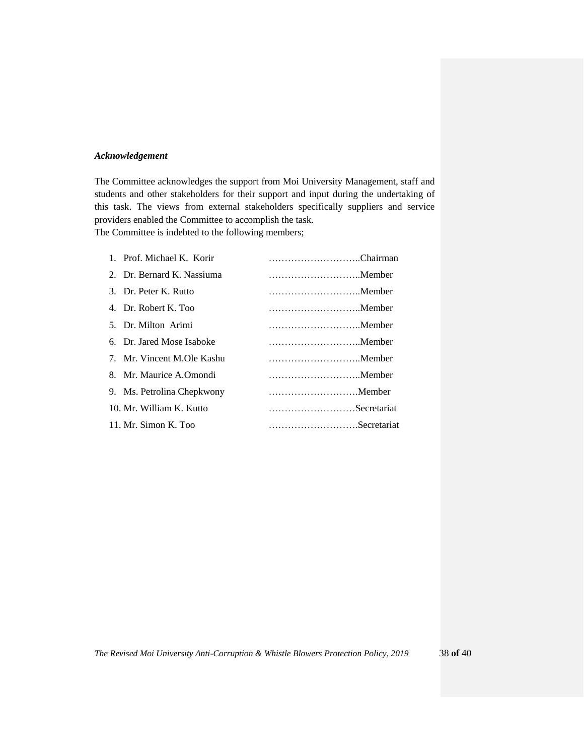***Acknowledgement***

The Committee acknowledges the support from Moi University Management, staff and students and other stakeholders for their support and input during the undertaking of this task. The views from external stakeholders specifically suppliers and service providers enabled the Committee to accomplish the task.
The Committee is indebted to the following members;

1. Prof. Michael K. Korir ………………………..Chairman
2. Dr. Bernard K. Nassiuma ………………………..Member
3. Dr. Peter K. Rutto ………………………..Member
4. Dr. Robert K. Too ………………………..Member
5. Dr. Milton Arimi ………………………..Member
6. Dr. Jared Mose Isaboke ………………………..Member
7. Mr. Vincent M.Ole Kashu ………………………..Member
8. Mr. Maurice A.Omondi ………………………..Member
9. Ms. Petrolina Chepkwony ……………………….Member
10. Mr. William K. Kutto ………………………Secretariat
11. Mr. Simon K. Too ……………………….Secretariat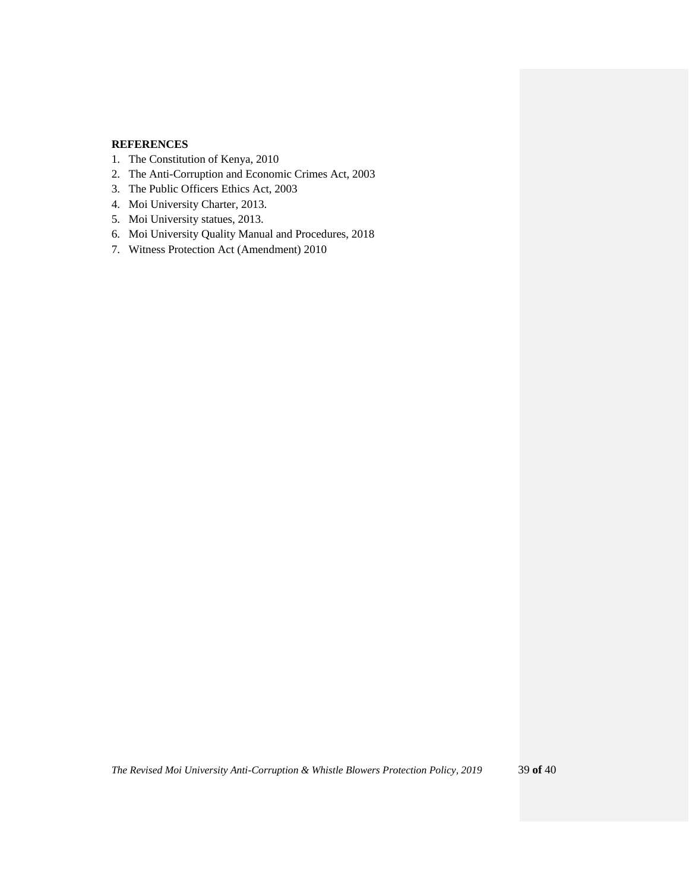**REFERENCES**

1. The Constitution of Kenya, 2010
2. The Anti-Corruption and Economic Crimes Act, 2003
3. The Public Officers Ethics Act, 2003
4. Moi University Charter, 2013.
5. Moi University statues, 2013.
6. Moi University Quality Manual and Procedures, 2018
7. Witness Protection Act (Amendment) 2010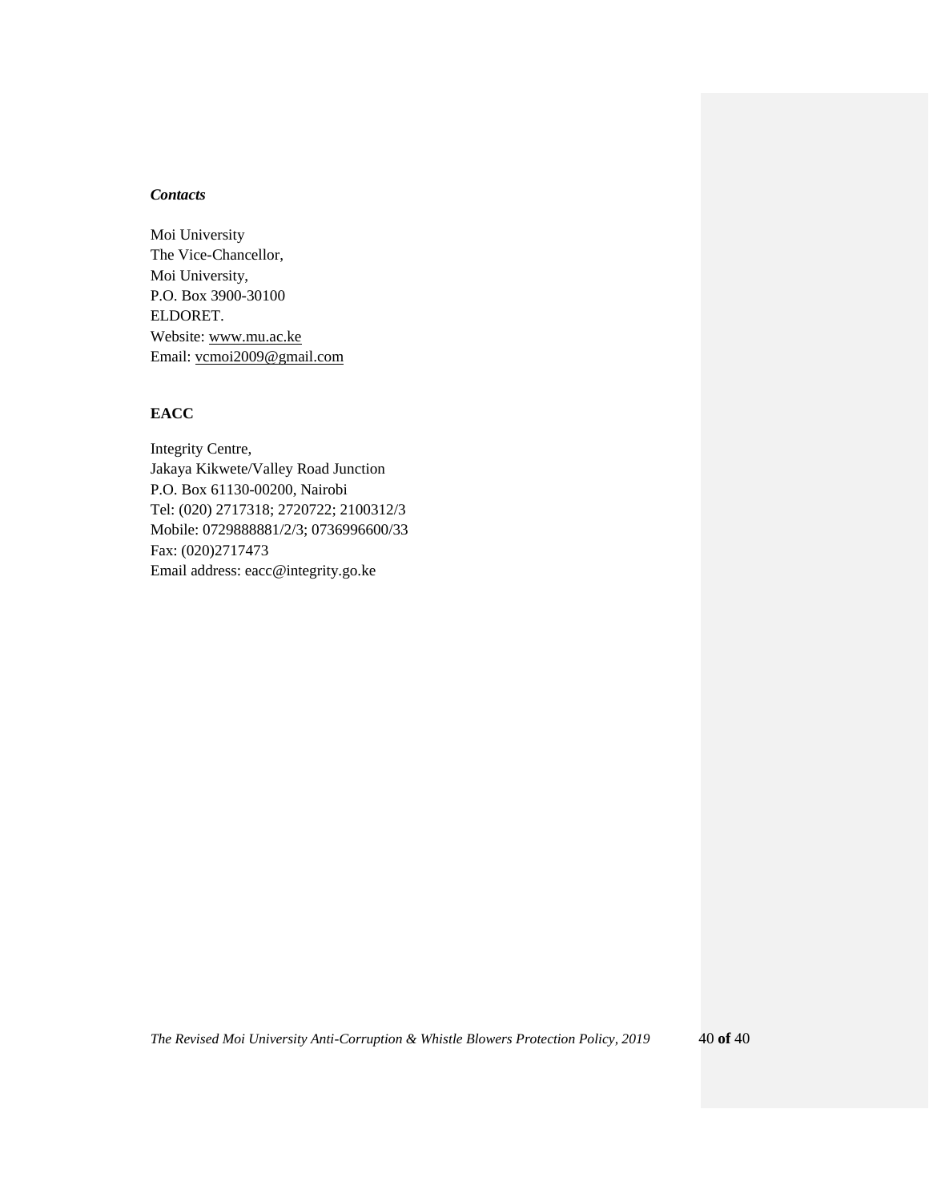***Contacts***

Moi University
The Vice-Chancellor,
Moi University,
P.O. Box 3900-30100
ELDORET.
Website: www.mu.ac.ke
Email: vcmoi2009@gmail.com

**EACC**

Integrity Centre,
Jakaya Kikwete/Valley Road Junction
P.O. Box 61130-00200, Nairobi
Tel: (020) 2717318; 2720722; 2100312/3
Mobile: 0729888881/2/3; 0736996600/33
Fax: (020)2717473
Email address: eacc@integrity.go.ke